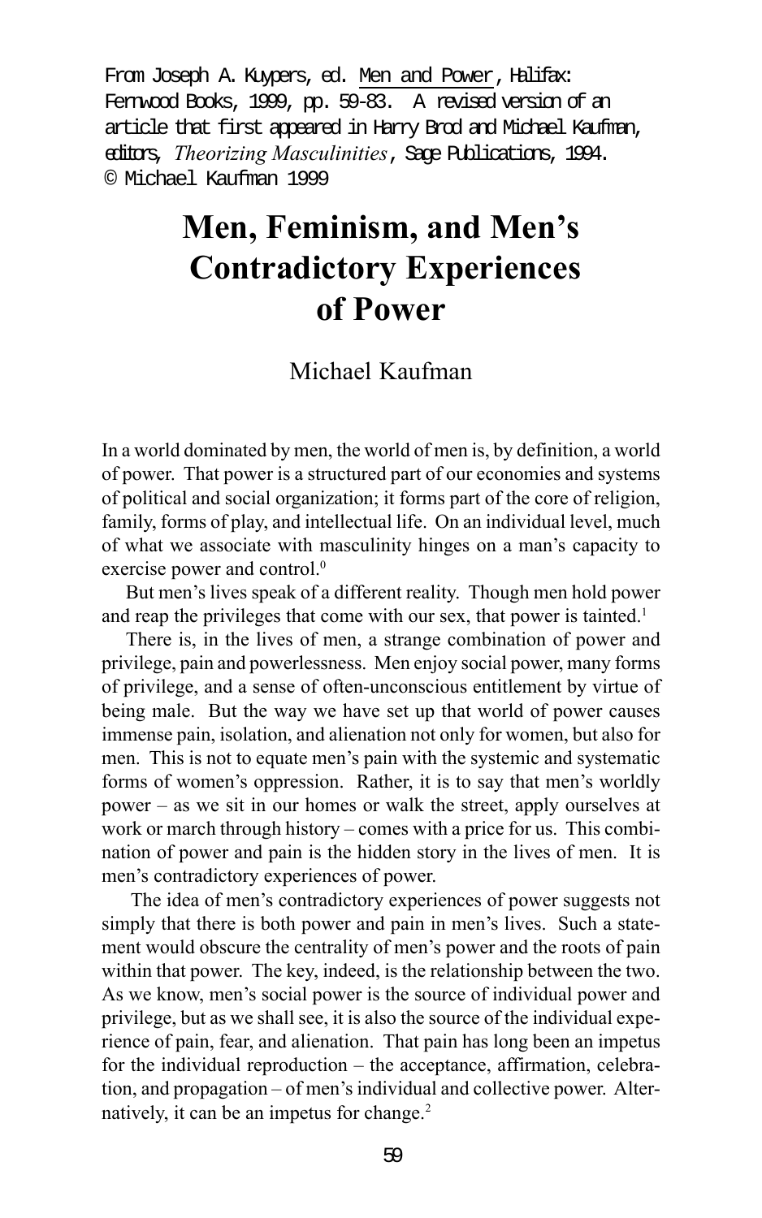From Joseph A. Kuypers, ed. Men and Power, Halifax: Fernwood Books, 1999, pp. 59-83. A revised version of an article that first appeared in Harry Brod and Michael Kaufman, editors, *Theorizing Masculinities*, Sage Publications, 1994. © Michael Kaufman 1999

# Men, Feminism, and Men's Contradictory Experiences of Power

Michael Kaufman

In a world dominated by men, the world of men is, by definition, a world of power. That power is a structured part of our economies and systems of political and social organization; it forms part of the core of religion, family, forms of play, and intellectual life. On an individual level, much of what we associate with masculinity hinges on a man's capacity to exercise power and control.[0]

But men's lives speak of a different reality. Though men hold power and reap the privileges that come with our sex, that power is tainted.[1]

There is, in the lives of men, a strange combination of power and privilege, pain and powerlessness. Men enjoy social power, many forms of privilege, and a sense of often-unconscious entitlement by virtue of being male. But the way we have set up that world of power causes immense pain, isolation, and alienation not only for women, but also for men. This is not to equate men's pain with the systemic and systematic forms of women's oppression. Rather, it is to say that men's worldly power – as we sit in our homes or walk the street, apply ourselves at work or march through history – comes with a price for us. This combination of power and pain is the hidden story in the lives of men. It is men's contradictory experiences of power.

The idea of men's contradictory experiences of power suggests not simply that there is both power and pain in men's lives. Such a statement would obscure the centrality of men's power and the roots of pain within that power. The key, indeed, is the relationship between the two. As we know, men's social power is the source of individual power and privilege, but as we shall see, it is also the source of the individual experience of pain, fear, and alienation. That pain has long been an impetus for the individual reproduction – the acceptance, affirmation, celebration, and propagation – of men's individual and collective power. Alternatively, it can be an impetus for change.[2]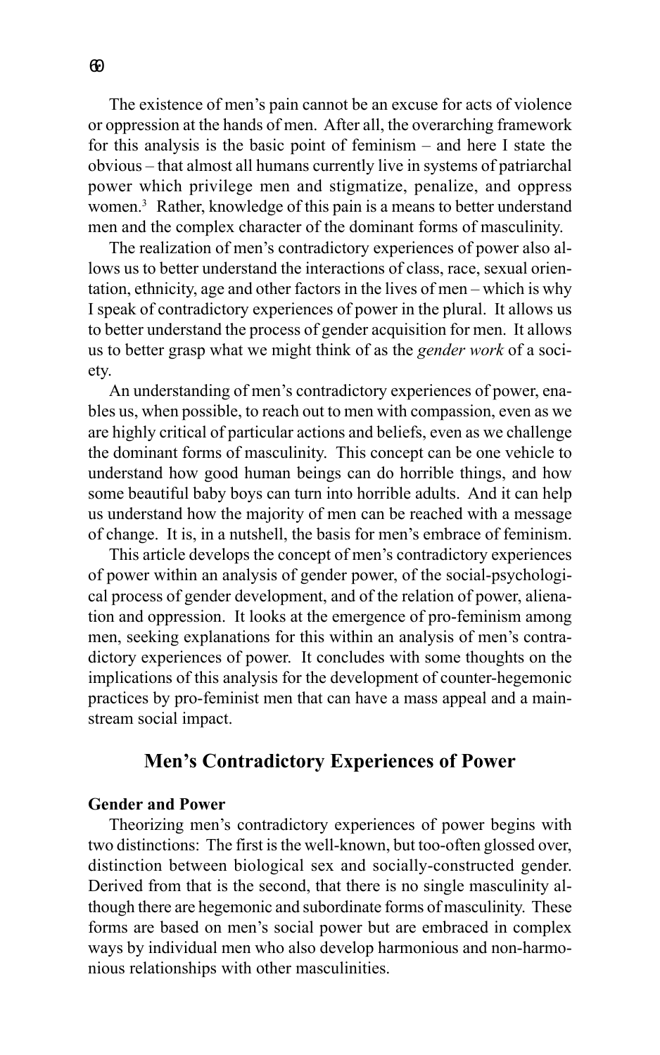The existence of men's pain cannot be an excuse for acts of violence or oppression at the hands of men. After all, the overarching framework for this analysis is the basic point of feminism – and here I state the obvious – that almost all humans currently live in systems of patriarchal power which privilege men and stigmatize, penalize, and oppress women.[3] Rather, knowledge of this pain is a means to better understand men and the complex character of the dominant forms of masculinity.

The realization of men's contradictory experiences of power also allows us to better understand the interactions of class, race, sexual orientation, ethnicity, age and other factors in the lives of men – which is why I speak of contradictory experiences of power in the plural. It allows us to better understand the process of gender acquisition for men. It allows us to better grasp what we might think of as the *gender work* of a society.

An understanding of men's contradictory experiences of power, enables us, when possible, to reach out to men with compassion, even as we are highly critical of particular actions and beliefs, even as we challenge the dominant forms of masculinity. This concept can be one vehicle to understand how good human beings can do horrible things, and how some beautiful baby boys can turn into horrible adults. And it can help us understand how the majority of men can be reached with a message of change. It is, in a nutshell, the basis for men's embrace of feminism.

This article develops the concept of men's contradictory experiences of power within an analysis of gender power, of the social-psychological process of gender development, and of the relation of power, alienation and oppression. It looks at the emergence of pro-feminism among men, seeking explanations for this within an analysis of men's contradictory experiences of power. It concludes with some thoughts on the implications of this analysis for the development of counter-hegemonic practices by pro-feminist men that can have a mass appeal and a mainstream social impact.

## Men's Contradictory Experiences of Power

### Gender and Power

Theorizing men's contradictory experiences of power begins with two distinctions: The first is the well-known, but too-often glossed over, distinction between biological sex and socially-constructed gender. Derived from that is the second, that there is no single masculinity although there are hegemonic and subordinate forms of masculinity. These forms are based on men's social power but are embraced in complex ways by individual men who also develop harmonious and non-harmonious relationships with other masculinities.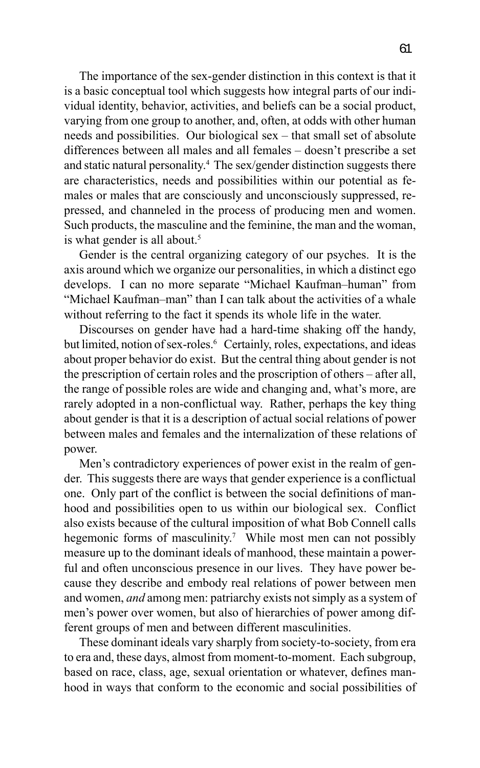The importance of the sex-gender distinction in this context is that it is a basic conceptual tool which suggests how integral parts of our individual identity, behavior, activities, and beliefs can be a social product, varying from one group to another, and, often, at odds with other human needs and possibilities. Our biological sex – that small set of absolute differences between all males and all females – doesn't prescribe a set and static natural personality.[4] The sex/gender distinction suggests there are characteristics, needs and possibilities within our potential as females or males that are consciously and unconsciously suppressed, repressed, and channeled in the process of producing men and women. Such products, the masculine and the feminine, the man and the woman, is what gender is all about.[5]

Gender is the central organizing category of our psyches. It is the axis around which we organize our personalities, in which a distinct ego develops. I can no more separate "Michael Kaufman–human" from "Michael Kaufman–man" than I can talk about the activities of a whale without referring to the fact it spends its whole life in the water.

Discourses on gender have had a hard-time shaking off the handy, but limited, notion of sex-roles.[6] Certainly, roles, expectations, and ideas about proper behavior do exist. But the central thing about gender is not the prescription of certain roles and the proscription of others – after all, the range of possible roles are wide and changing and, what's more, are rarely adopted in a non-conflictual way. Rather, perhaps the key thing about gender is that it is a description of actual social relations of power between males and females and the internalization of these relations of power.

Men's contradictory experiences of power exist in the realm of gender. This suggests there are ways that gender experience is a conflictual one. Only part of the conflict is between the social definitions of manhood and possibilities open to us within our biological sex. Conflict also exists because of the cultural imposition of what Bob Connell calls hegemonic forms of masculinity.[7] While most men can not possibly measure up to the dominant ideals of manhood, these maintain a powerful and often unconscious presence in our lives. They have power because they describe and embody real relations of power between men and women, *and* among men: patriarchy exists not simply as a system of men's power over women, but also of hierarchies of power among different groups of men and between different masculinities.

These dominant ideals vary sharply from society-to-society, from era to era and, these days, almost from moment-to-moment. Each subgroup, based on race, class, age, sexual orientation or whatever, defines manhood in ways that conform to the economic and social possibilities of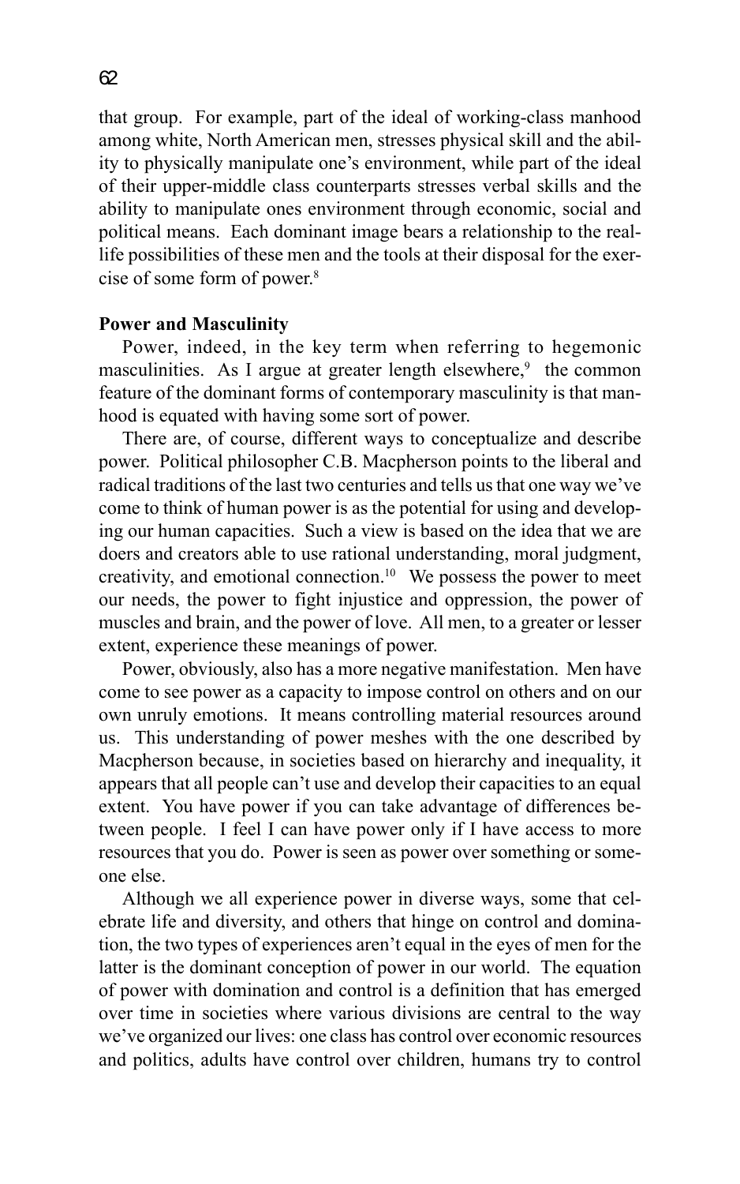that group. For example, part of the ideal of working-class manhood among white, North American men, stresses physical skill and the ability to physically manipulate one's environment, while part of the ideal of their upper-middle class counterparts stresses verbal skills and the ability to manipulate ones environment through economic, social and political means. Each dominant image bears a relationship to the real-life possibilities of these men and the tools at their disposal for the exercise of some form of power.[8]

**Power and Masculinity**

Power, indeed, in the key term when referring to hegemonic masculinities. As I argue at greater length elsewhere,[9] the common feature of the dominant forms of contemporary masculinity is that manhood is equated with having some sort of power.

There are, of course, different ways to conceptualize and describe power. Political philosopher C.B. Macpherson points to the liberal and radical traditions of the last two centuries and tells us that one way we've come to think of human power is as the potential for using and developing our human capacities. Such a view is based on the idea that we are doers and creators able to use rational understanding, moral judgment, creativity, and emotional connection.[10] We possess the power to meet our needs, the power to fight injustice and oppression, the power of muscles and brain, and the power of love. All men, to a greater or lesser extent, experience these meanings of power.

Power, obviously, also has a more negative manifestation. Men have come to see power as a capacity to impose control on others and on our own unruly emotions. It means controlling material resources around us. This understanding of power meshes with the one described by Macpherson because, in societies based on hierarchy and inequality, it appears that all people can't use and develop their capacities to an equal extent. You have power if you can take advantage of differences between people. I feel I can have power only if I have access to more resources that you do. Power is seen as power over something or someone else.

Although we all experience power in diverse ways, some that celebrate life and diversity, and others that hinge on control and domination, the two types of experiences aren't equal in the eyes of men for the latter is the dominant conception of power in our world. The equation of power with domination and control is a definition that has emerged over time in societies where various divisions are central to the way we've organized our lives: one class has control over economic resources and politics, adults have control over children, humans try to control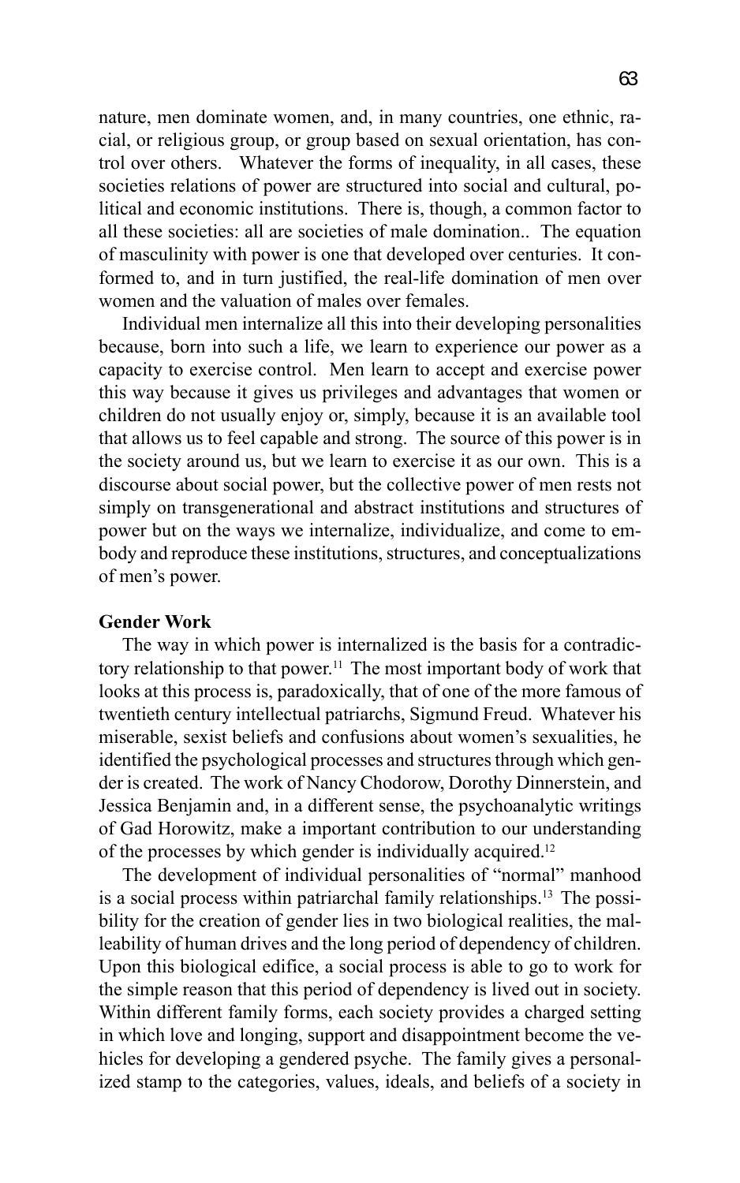nature, men dominate women, and, in many countries, one ethnic, racial, or religious group, or group based on sexual orientation, has control over others. Whatever the forms of inequality, in all cases, these societies relations of power are structured into social and cultural, political and economic institutions. There is, though, a common factor to all these societies: all are societies of male domination.. The equation of masculinity with power is one that developed over centuries. It conformed to, and in turn justified, the real-life domination of men over women and the valuation of males over females.

Individual men internalize all this into their developing personalities because, born into such a life, we learn to experience our power as a capacity to exercise control. Men learn to accept and exercise power this way because it gives us privileges and advantages that women or children do not usually enjoy or, simply, because it is an available tool that allows us to feel capable and strong. The source of this power is in the society around us, but we learn to exercise it as our own. This is a discourse about social power, but the collective power of men rests not simply on transgenerational and abstract institutions and structures of power but on the ways we internalize, individualize, and come to embody and reproduce these institutions, structures, and conceptualizations of men's power.

**Gender Work**

The way in which power is internalized is the basis for a contradictory relationship to that power.[11] The most important body of work that looks at this process is, paradoxically, that of one of the more famous of twentieth century intellectual patriarchs, Sigmund Freud. Whatever his miserable, sexist beliefs and confusions about women's sexualities, he identified the psychological processes and structures through which gender is created. The work of Nancy Chodorow, Dorothy Dinnerstein, and Jessica Benjamin and, in a different sense, the psychoanalytic writings of Gad Horowitz, make a important contribution to our understanding of the processes by which gender is individually acquired.[12]

The development of individual personalities of "normal" manhood is a social process within patriarchal family relationships.[13] The possibility for the creation of gender lies in two biological realities, the malleability of human drives and the long period of dependency of children. Upon this biological edifice, a social process is able to go to work for the simple reason that this period of dependency is lived out in society. Within different family forms, each society provides a charged setting in which love and longing, support and disappointment become the vehicles for developing a gendered psyche. The family gives a personalized stamp to the categories, values, ideals, and beliefs of a society in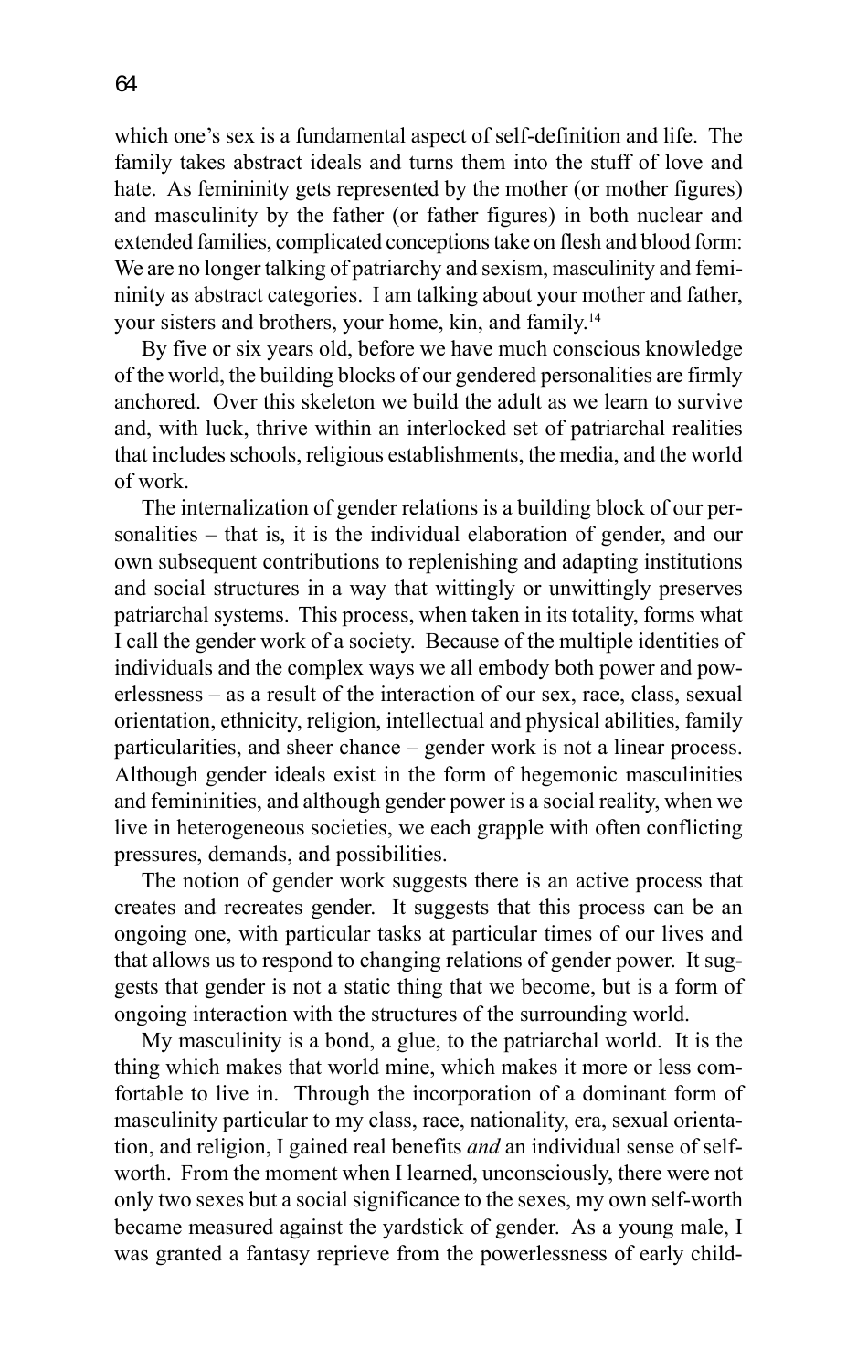which one's sex is a fundamental aspect of self-definition and life. The family takes abstract ideals and turns them into the stuff of love and hate. As femininity gets represented by the mother (or mother figures) and masculinity by the father (or father figures) in both nuclear and extended families, complicated conceptions take on flesh and blood form: We are no longer talking of patriarchy and sexism, masculinity and femininity as abstract categories. I am talking about your mother and father, your sisters and brothers, your home, kin, and family.[14]

By five or six years old, before we have much conscious knowledge of the world, the building blocks of our gendered personalities are firmly anchored. Over this skeleton we build the adult as we learn to survive and, with luck, thrive within an interlocked set of patriarchal realities that includes schools, religious establishments, the media, and the world of work.

The internalization of gender relations is a building block of our personalities – that is, it is the individual elaboration of gender, and our own subsequent contributions to replenishing and adapting institutions and social structures in a way that wittingly or unwittingly preserves patriarchal systems. This process, when taken in its totality, forms what I call the gender work of a society. Because of the multiple identities of individuals and the complex ways we all embody both power and powerlessness – as a result of the interaction of our sex, race, class, sexual orientation, ethnicity, religion, intellectual and physical abilities, family particularities, and sheer chance – gender work is not a linear process. Although gender ideals exist in the form of hegemonic masculinities and femininities, and although gender power is a social reality, when we live in heterogeneous societies, we each grapple with often conflicting pressures, demands, and possibilities.

The notion of gender work suggests there is an active process that creates and recreates gender. It suggests that this process can be an ongoing one, with particular tasks at particular times of our lives and that allows us to respond to changing relations of gender power. It suggests that gender is not a static thing that we become, but is a form of ongoing interaction with the structures of the surrounding world.

My masculinity is a bond, a glue, to the patriarchal world. It is the thing which makes that world mine, which makes it more or less comfortable to live in. Through the incorporation of a dominant form of masculinity particular to my class, race, nationality, era, sexual orientation, and religion, I gained real benefits *and* an individual sense of self-worth. From the moment when I learned, unconsciously, there were not only two sexes but a social significance to the sexes, my own self-worth became measured against the yardstick of gender. As a young male, I was granted a fantasy reprieve from the powerlessness of early child-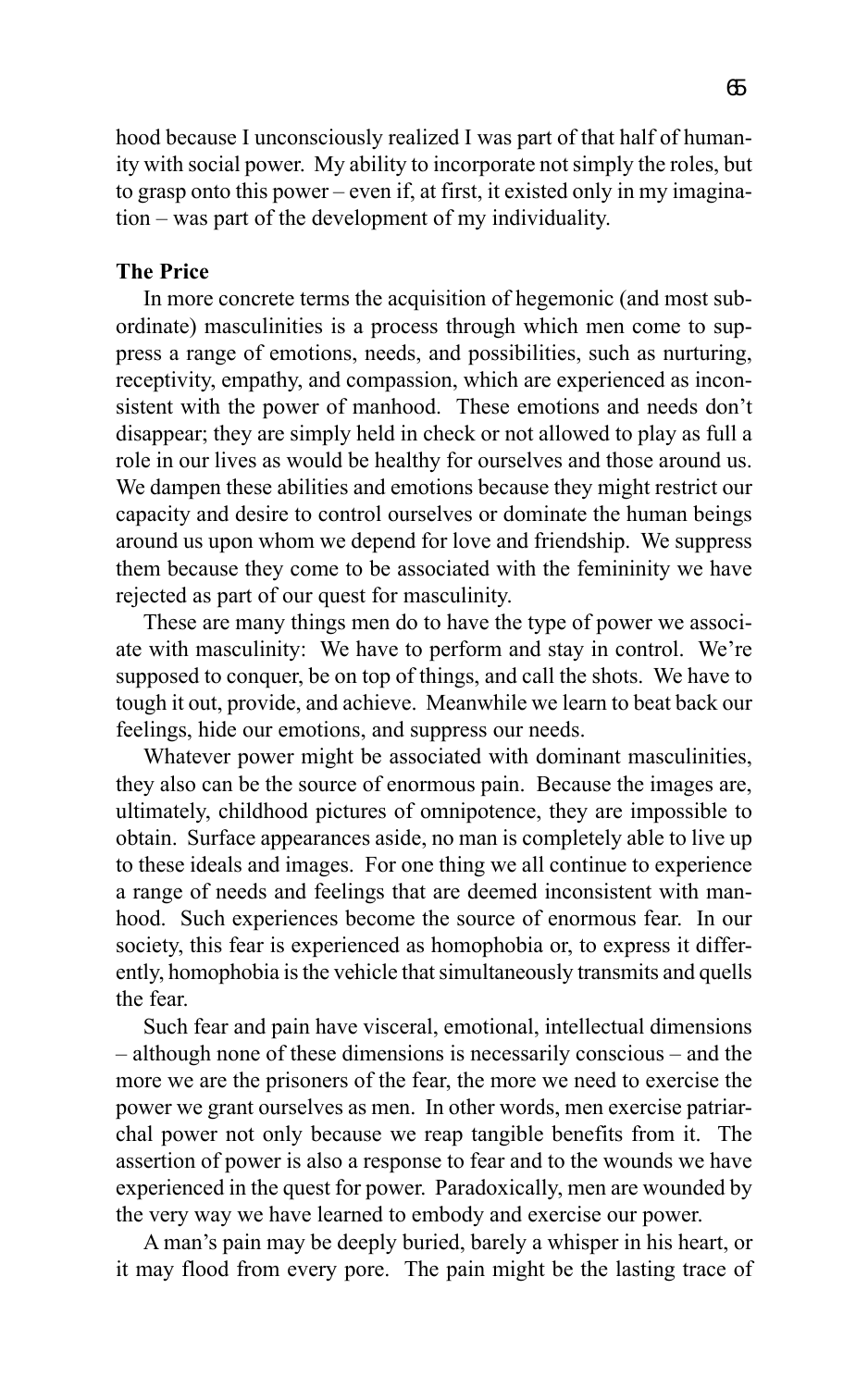hood because I unconsciously realized I was part of that half of humanity with social power. My ability to incorporate not simply the roles, but to grasp onto this power – even if, at first, it existed only in my imagination – was part of the development of my individuality.

### The Price

In more concrete terms the acquisition of hegemonic (and most subordinate) masculinities is a process through which men come to suppress a range of emotions, needs, and possibilities, such as nurturing, receptivity, empathy, and compassion, which are experienced as inconsistent with the power of manhood. These emotions and needs don't disappear; they are simply held in check or not allowed to play as full a role in our lives as would be healthy for ourselves and those around us. We dampen these abilities and emotions because they might restrict our capacity and desire to control ourselves or dominate the human beings around us upon whom we depend for love and friendship. We suppress them because they come to be associated with the femininity we have rejected as part of our quest for masculinity.

These are many things men do to have the type of power we associate with masculinity: We have to perform and stay in control. We're supposed to conquer, be on top of things, and call the shots. We have to tough it out, provide, and achieve. Meanwhile we learn to beat back our feelings, hide our emotions, and suppress our needs.

Whatever power might be associated with dominant masculinities, they also can be the source of enormous pain. Because the images are, ultimately, childhood pictures of omnipotence, they are impossible to obtain. Surface appearances aside, no man is completely able to live up to these ideals and images. For one thing we all continue to experience a range of needs and feelings that are deemed inconsistent with manhood. Such experiences become the source of enormous fear. In our society, this fear is experienced as homophobia or, to express it differently, homophobia is the vehicle that simultaneously transmits and quells the fear.

Such fear and pain have visceral, emotional, intellectual dimensions – although none of these dimensions is necessarily conscious – and the more we are the prisoners of the fear, the more we need to exercise the power we grant ourselves as men. In other words, men exercise patriarchal power not only because we reap tangible benefits from it. The assertion of power is also a response to fear and to the wounds we have experienced in the quest for power. Paradoxically, men are wounded by the very way we have learned to embody and exercise our power.

A man's pain may be deeply buried, barely a whisper in his heart, or it may flood from every pore. The pain might be the lasting trace of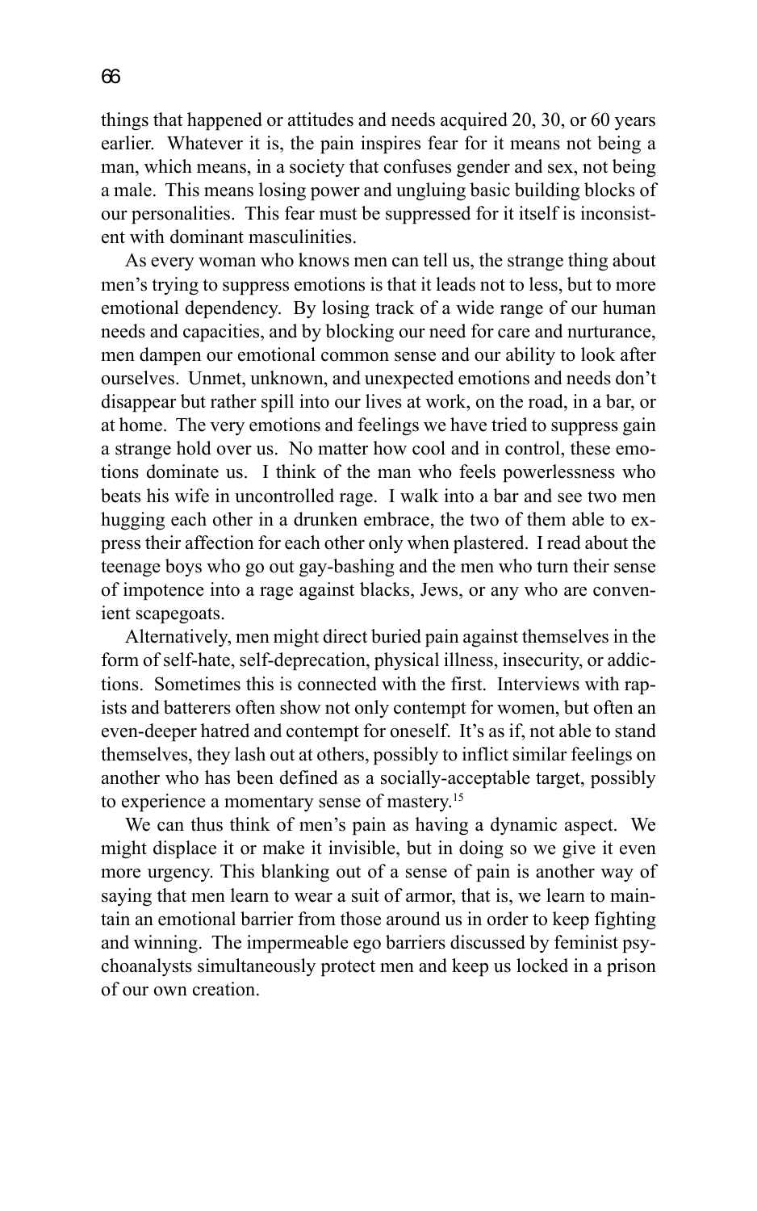things that happened or attitudes and needs acquired 20, 30, or 60 years earlier. Whatever it is, the pain inspires fear for it means not being a man, which means, in a society that confuses gender and sex, not being a male. This means losing power and ungluing basic building blocks of our personalities. This fear must be suppressed for it itself is inconsistent with dominant masculinities.

As every woman who knows men can tell us, the strange thing about men's trying to suppress emotions is that it leads not to less, but to more emotional dependency. By losing track of a wide range of our human needs and capacities, and by blocking our need for care and nurturance, men dampen our emotional common sense and our ability to look after ourselves. Unmet, unknown, and unexpected emotions and needs don't disappear but rather spill into our lives at work, on the road, in a bar, or at home. The very emotions and feelings we have tried to suppress gain a strange hold over us. No matter how cool and in control, these emotions dominate us. I think of the man who feels powerlessness who beats his wife in uncontrolled rage. I walk into a bar and see two men hugging each other in a drunken embrace, the two of them able to express their affection for each other only when plastered. I read about the teenage boys who go out gay-bashing and the men who turn their sense of impotence into a rage against blacks, Jews, or any who are convenient scapegoats.

Alternatively, men might direct buried pain against themselves in the form of self-hate, self-deprecation, physical illness, insecurity, or addictions. Sometimes this is connected with the first. Interviews with rapists and batterers often show not only contempt for women, but often an even-deeper hatred and contempt for oneself. It's as if, not able to stand themselves, they lash out at others, possibly to inflict similar feelings on another who has been defined as a socially-acceptable target, possibly to experience a momentary sense of mastery.[15]

We can thus think of men's pain as having a dynamic aspect. We might displace it or make it invisible, but in doing so we give it even more urgency. This blanking out of a sense of pain is another way of saying that men learn to wear a suit of armor, that is, we learn to maintain an emotional barrier from those around us in order to keep fighting and winning. The impermeable ego barriers discussed by feminist psychoanalysts simultaneously protect men and keep us locked in a prison of our own creation.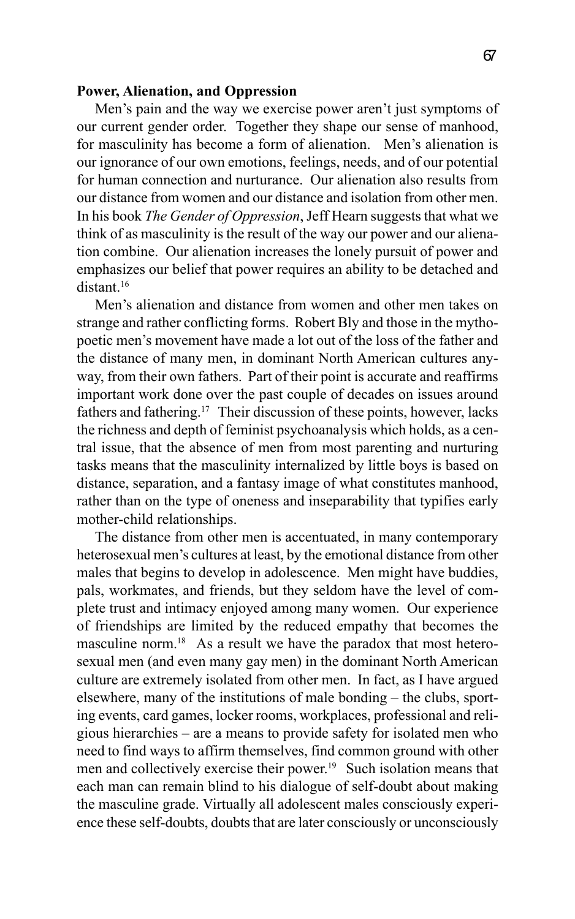**Power, Alienation, and Oppression**

Men's pain and the way we exercise power aren't just symptoms of our current gender order. Together they shape our sense of manhood, for masculinity has become a form of alienation. Men's alienation is our ignorance of our own emotions, feelings, needs, and of our potential for human connection and nurturance. Our alienation also results from our distance from women and our distance and isolation from other men. In his book *The Gender of Oppression*, Jeff Hearn suggests that what we think of as masculinity is the result of the way our power and our alienation combine. Our alienation increases the lonely pursuit of power and emphasizes our belief that power requires an ability to be detached and distant.[16]

Men's alienation and distance from women and other men takes on strange and rather conflicting forms. Robert Bly and those in the mythopoetic men's movement have made a lot out of the loss of the father and the distance of many men, in dominant North American cultures anyway, from their own fathers. Part of their point is accurate and reaffirms important work done over the past couple of decades on issues around fathers and fathering.[17] Their discussion of these points, however, lacks the richness and depth of feminist psychoanalysis which holds, as a central issue, that the absence of men from most parenting and nurturing tasks means that the masculinity internalized by little boys is based on distance, separation, and a fantasy image of what constitutes manhood, rather than on the type of oneness and inseparability that typifies early mother-child relationships.

The distance from other men is accentuated, in many contemporary heterosexual men's cultures at least, by the emotional distance from other males that begins to develop in adolescence. Men might have buddies, pals, workmates, and friends, but they seldom have the level of complete trust and intimacy enjoyed among many women. Our experience of friendships are limited by the reduced empathy that becomes the masculine norm.[18] As a result we have the paradox that most heterosexual men (and even many gay men) in the dominant North American culture are extremely isolated from other men. In fact, as I have argued elsewhere, many of the institutions of male bonding – the clubs, sporting events, card games, locker rooms, workplaces, professional and religious hierarchies – are a means to provide safety for isolated men who need to find ways to affirm themselves, find common ground with other men and collectively exercise their power.[19] Such isolation means that each man can remain blind to his dialogue of self-doubt about making the masculine grade. Virtually all adolescent males consciously experience these self-doubts, doubts that are later consciously or unconsciously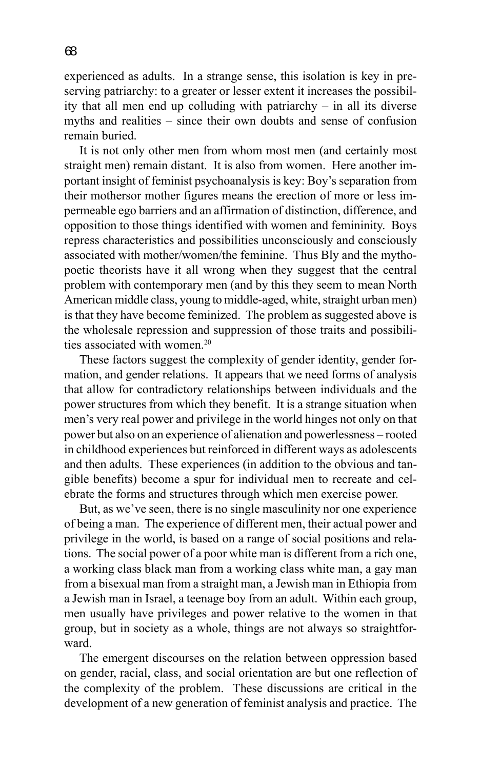experienced as adults. In a strange sense, this isolation is key in preserving patriarchy: to a greater or lesser extent it increases the possibility that all men end up colluding with patriarchy – in all its diverse myths and realities – since their own doubts and sense of confusion remain buried.

It is not only other men from whom most men (and certainly most straight men) remain distant. It is also from women. Here another important insight of feminist psychoanalysis is key: Boy's separation from their mothersor mother figures means the erection of more or less impermeable ego barriers and an affirmation of distinction, difference, and opposition to those things identified with women and femininity. Boys repress characteristics and possibilities unconsciously and consciously associated with mother/women/the feminine. Thus Bly and the mythopoetic theorists have it all wrong when they suggest that the central problem with contemporary men (and by this they seem to mean North American middle class, young to middle-aged, white, straight urban men) is that they have become feminized. The problem as suggested above is the wholesale repression and suppression of those traits and possibilities associated with women.[20]

These factors suggest the complexity of gender identity, gender formation, and gender relations. It appears that we need forms of analysis that allow for contradictory relationships between individuals and the power structures from which they benefit. It is a strange situation when men's very real power and privilege in the world hinges not only on that power but also on an experience of alienation and powerlessness – rooted in childhood experiences but reinforced in different ways as adolescents and then adults. These experiences (in addition to the obvious and tangible benefits) become a spur for individual men to recreate and celebrate the forms and structures through which men exercise power.

But, as we've seen, there is no single masculinity nor one experience of being a man. The experience of different men, their actual power and privilege in the world, is based on a range of social positions and relations. The social power of a poor white man is different from a rich one, a working class black man from a working class white man, a gay man from a bisexual man from a straight man, a Jewish man in Ethiopia from a Jewish man in Israel, a teenage boy from an adult. Within each group, men usually have privileges and power relative to the women in that group, but in society as a whole, things are not always so straightforward.

The emergent discourses on the relation between oppression based on gender, racial, class, and social orientation are but one reflection of the complexity of the problem. These discussions are critical in the development of a new generation of feminist analysis and practice. The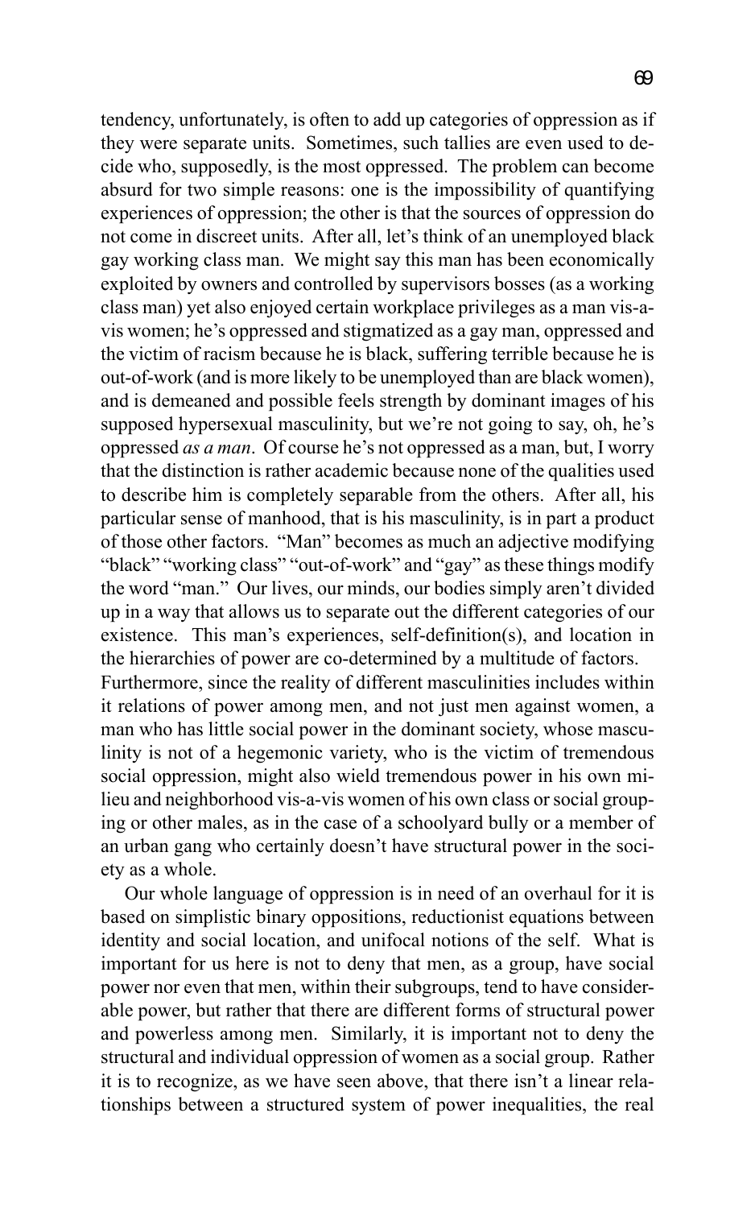tendency, unfortunately, is often to add up categories of oppression as if they were separate units. Sometimes, such tallies are even used to decide who, supposedly, is the most oppressed. The problem can become absurd for two simple reasons: one is the impossibility of quantifying experiences of oppression; the other is that the sources of oppression do not come in discreet units. After all, let's think of an unemployed black gay working class man. We might say this man has been economically exploited by owners and controlled by supervisors bosses (as a working class man) yet also enjoyed certain workplace privileges as a man vis-a-vis women; he's oppressed and stigmatized as a gay man, oppressed and the victim of racism because he is black, suffering terrible because he is out-of-work (and is more likely to be unemployed than are black women), and is demeaned and possible feels strength by dominant images of his supposed hypersexual masculinity, but we're not going to say, oh, he's oppressed *as a man*. Of course he's not oppressed as a man, but, I worry that the distinction is rather academic because none of the qualities used to describe him is completely separable from the others. After all, his particular sense of manhood, that is his masculinity, is in part a product of those other factors. "Man" becomes as much an adjective modifying "black" "working class" "out-of-work" and "gay" as these things modify the word "man." Our lives, our minds, our bodies simply aren't divided up in a way that allows us to separate out the different categories of our existence. This man's experiences, self-definition(s), and location in the hierarchies of power are co-determined by a multitude of factors.
Furthermore, since the reality of different masculinities includes within it relations of power among men, and not just men against women, a man who has little social power in the dominant society, whose masculinity is not of a hegemonic variety, who is the victim of tremendous social oppression, might also wield tremendous power in his own milieu and neighborhood vis-a-vis women of his own class or social grouping or other males, as in the case of a schoolyard bully or a member of an urban gang who certainly doesn't have structural power in the society as a whole.

Our whole language of oppression is in need of an overhaul for it is based on simplistic binary oppositions, reductionist equations between identity and social location, and unifocal notions of the self. What is important for us here is not to deny that men, as a group, have social power nor even that men, within their subgroups, tend to have considerable power, but rather that there are different forms of structural power and powerless among men. Similarly, it is important not to deny the structural and individual oppression of women as a social group. Rather it is to recognize, as we have seen above, that there isn't a linear relationships between a structured system of power inequalities, the real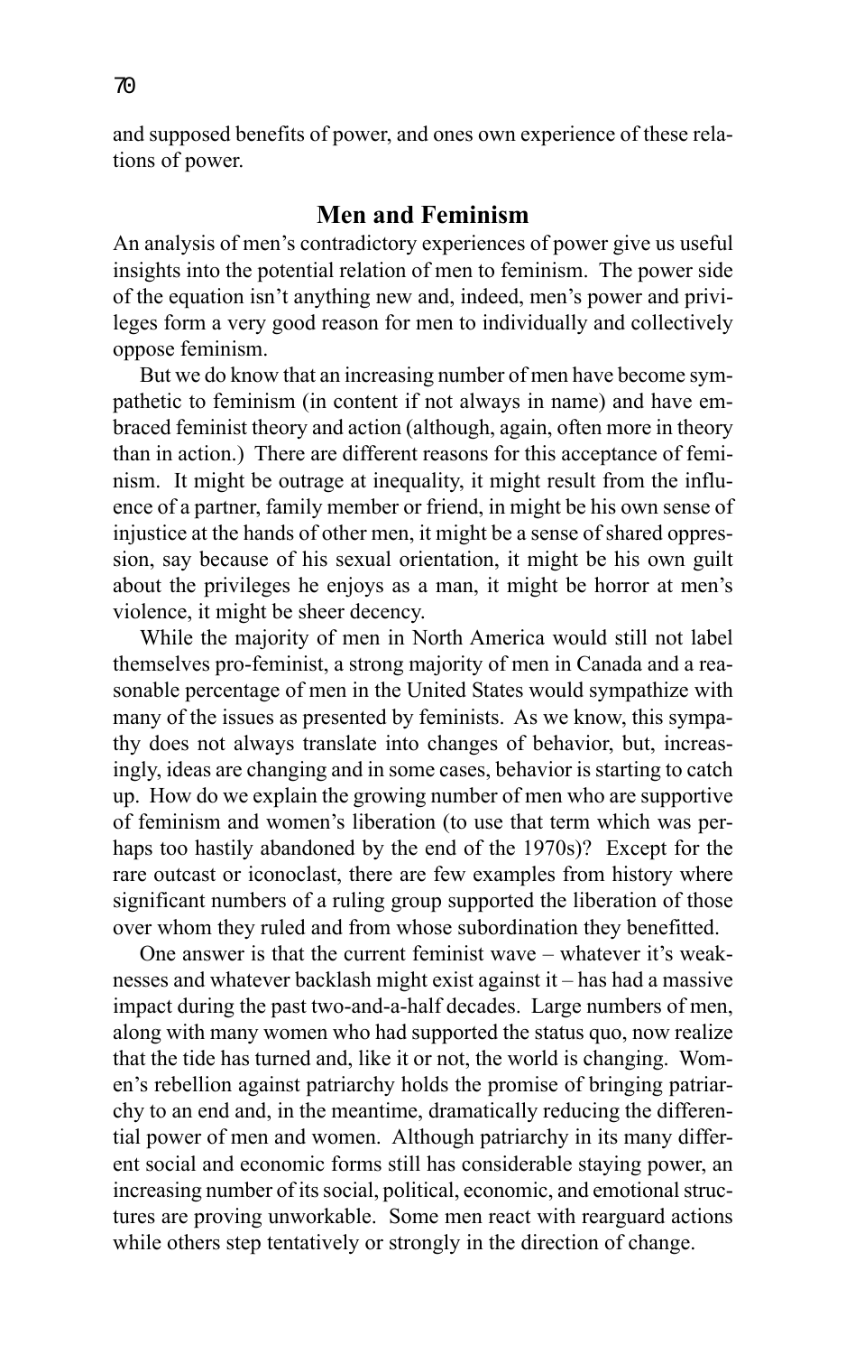and supposed benefits of power, and ones own experience of these relations of power.

## Men and Feminism

An analysis of men's contradictory experiences of power give us useful insights into the potential relation of men to feminism. The power side of the equation isn't anything new and, indeed, men's power and privileges form a very good reason for men to individually and collectively oppose feminism.

But we do know that an increasing number of men have become sympathetic to feminism (in content if not always in name) and have embraced feminist theory and action (although, again, often more in theory than in action.) There are different reasons for this acceptance of feminism. It might be outrage at inequality, it might result from the influence of a partner, family member or friend, in might be his own sense of injustice at the hands of other men, it might be a sense of shared oppression, say because of his sexual orientation, it might be his own guilt about the privileges he enjoys as a man, it might be horror at men's violence, it might be sheer decency.

While the majority of men in North America would still not label themselves pro-feminist, a strong majority of men in Canada and a reasonable percentage of men in the United States would sympathize with many of the issues as presented by feminists. As we know, this sympathy does not always translate into changes of behavior, but, increasingly, ideas are changing and in some cases, behavior is starting to catch up. How do we explain the growing number of men who are supportive of feminism and women's liberation (to use that term which was perhaps too hastily abandoned by the end of the 1970s)? Except for the rare outcast or iconoclast, there are few examples from history where significant numbers of a ruling group supported the liberation of those over whom they ruled and from whose subordination they benefitted.

One answer is that the current feminist wave – whatever it's weaknesses and whatever backlash might exist against it – has had a massive impact during the past two-and-a-half decades. Large numbers of men, along with many women who had supported the status quo, now realize that the tide has turned and, like it or not, the world is changing. Women's rebellion against patriarchy holds the promise of bringing patriarchy to an end and, in the meantime, dramatically reducing the differential power of men and women. Although patriarchy in its many different social and economic forms still has considerable staying power, an increasing number of its social, political, economic, and emotional structures are proving unworkable. Some men react with rearguard actions while others step tentatively or strongly in the direction of change.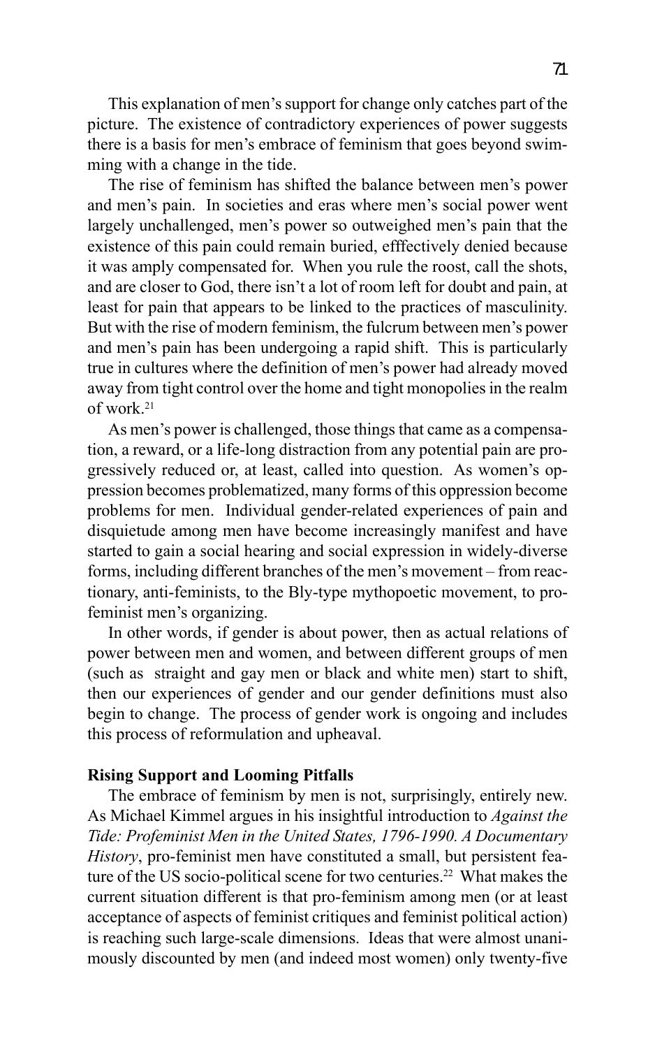This explanation of men's support for change only catches part of the picture. The existence of contradictory experiences of power suggests there is a basis for men's embrace of feminism that goes beyond swimming with a change in the tide.

The rise of feminism has shifted the balance between men's power and men's pain. In societies and eras where men's social power went largely unchallenged, men's power so outweighed men's pain that the existence of this pain could remain buried, efffectively denied because it was amply compensated for. When you rule the roost, call the shots, and are closer to God, there isn't a lot of room left for doubt and pain, at least for pain that appears to be linked to the practices of masculinity. But with the rise of modern feminism, the fulcrum between men's power and men's pain has been undergoing a rapid shift. This is particularly true in cultures where the definition of men's power had already moved away from tight control over the home and tight monopolies in the realm of work.[21]

As men's power is challenged, those things that came as a compensation, a reward, or a life-long distraction from any potential pain are progressively reduced or, at least, called into question. As women's oppression becomes problematized, many forms of this oppression become problems for men. Individual gender-related experiences of pain and disquietude among men have become increasingly manifest and have started to gain a social hearing and social expression in widely-diverse forms, including different branches of the men's movement – from reactionary, anti-feminists, to the Bly-type mythopoetic movement, to pro-feminist men's organizing.

In other words, if gender is about power, then as actual relations of power between men and women, and between different groups of men (such as straight and gay men or black and white men) start to shift, then our experiences of gender and our gender definitions must also begin to change. The process of gender work is ongoing and includes this process of reformulation and upheaval.

**Rising Support and Looming Pitfalls**

The embrace of feminism by men is not, surprisingly, entirely new. As Michael Kimmel argues in his insightful introduction to *Against the Tide: Profeminist Men in the United States, 1796-1990. A Documentary History*, pro-feminist men have constituted a small, but persistent feature of the US socio-political scene for two centuries.[22] What makes the current situation different is that pro-feminism among men (or at least acceptance of aspects of feminist critiques and feminist political action) is reaching such large-scale dimensions. Ideas that were almost unanimously discounted by men (and indeed most women) only twenty-five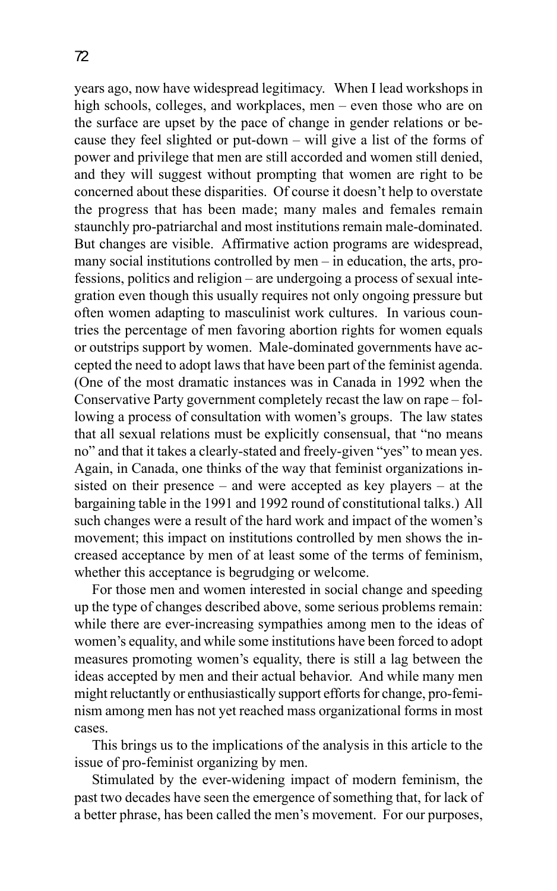years ago, now have widespread legitimacy. When I lead workshops in high schools, colleges, and workplaces, men – even those who are on the surface are upset by the pace of change in gender relations or because they feel slighted or put-down – will give a list of the forms of power and privilege that men are still accorded and women still denied, and they will suggest without prompting that women are right to be concerned about these disparities. Of course it doesn't help to overstate the progress that has been made; many males and females remain staunchly pro-patriarchal and most institutions remain male-dominated. But changes are visible. Affirmative action programs are widespread, many social institutions controlled by men – in education, the arts, professions, politics and religion – are undergoing a process of sexual integration even though this usually requires not only ongoing pressure but often women adapting to masculinist work cultures. In various countries the percentage of men favoring abortion rights for women equals or outstrips support by women. Male-dominated governments have accepted the need to adopt laws that have been part of the feminist agenda. (One of the most dramatic instances was in Canada in 1992 when the Conservative Party government completely recast the law on rape – following a process of consultation with women's groups. The law states that all sexual relations must be explicitly consensual, that "no means no" and that it takes a clearly-stated and freely-given "yes" to mean yes. Again, in Canada, one thinks of the way that feminist organizations insisted on their presence – and were accepted as key players – at the bargaining table in the 1991 and 1992 round of constitutional talks.) All such changes were a result of the hard work and impact of the women's movement; this impact on institutions controlled by men shows the increased acceptance by men of at least some of the terms of feminism, whether this acceptance is begrudging or welcome.

For those men and women interested in social change and speeding up the type of changes described above, some serious problems remain: while there are ever-increasing sympathies among men to the ideas of women's equality, and while some institutions have been forced to adopt measures promoting women's equality, there is still a lag between the ideas accepted by men and their actual behavior. And while many men might reluctantly or enthusiastically support efforts for change, pro-feminism among men has not yet reached mass organizational forms in most cases.

This brings us to the implications of the analysis in this article to the issue of pro-feminist organizing by men.

Stimulated by the ever-widening impact of modern feminism, the past two decades have seen the emergence of something that, for lack of a better phrase, has been called the men's movement. For our purposes,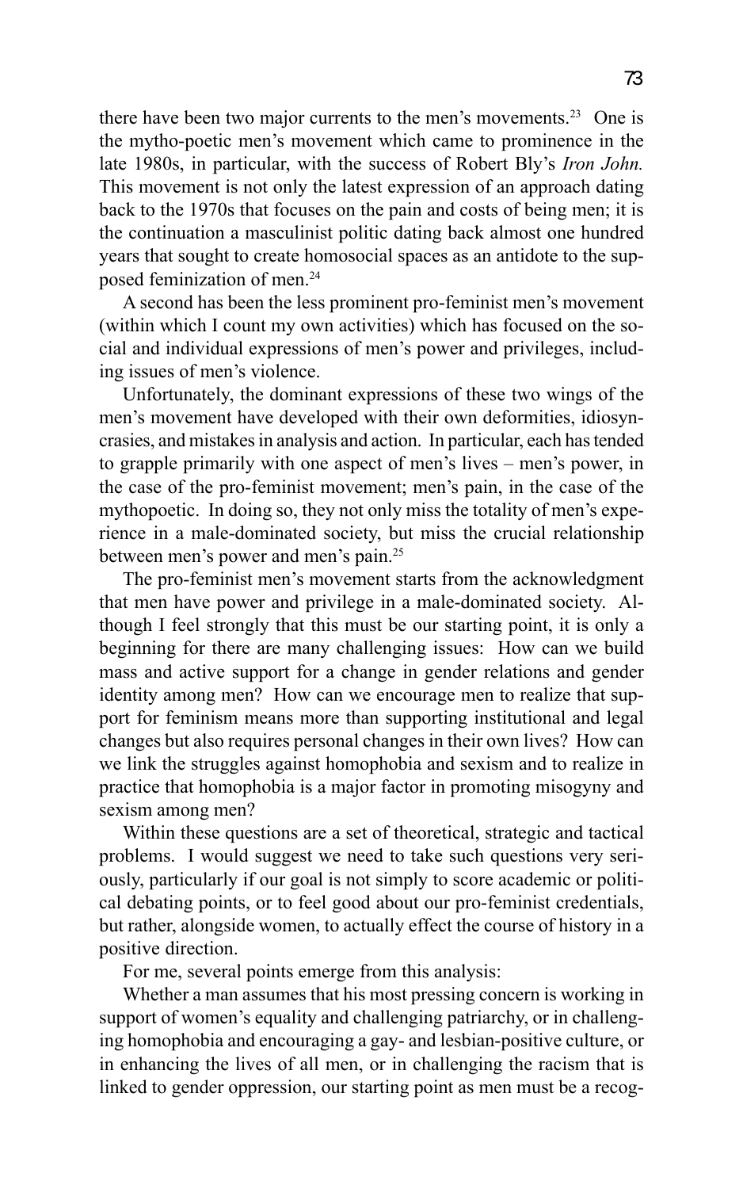there have been two major currents to the men's movements.[23] One is the mytho-poetic men's movement which came to prominence in the late 1980s, in particular, with the success of Robert Bly's *Iron John.* This movement is not only the latest expression of an approach dating back to the 1970s that focuses on the pain and costs of being men; it is the continuation a masculinist politic dating back almost one hundred years that sought to create homosocial spaces as an antidote to the supposed feminization of men.[24]

A second has been the less prominent pro-feminist men's movement (within which I count my own activities) which has focused on the social and individual expressions of men's power and privileges, including issues of men's violence.

Unfortunately, the dominant expressions of these two wings of the men's movement have developed with their own deformities, idiosyncrasies, and mistakes in analysis and action. In particular, each has tended to grapple primarily with one aspect of men's lives – men's power, in the case of the pro-feminist movement; men's pain, in the case of the mythopoetic. In doing so, they not only miss the totality of men's experience in a male-dominated society, but miss the crucial relationship between men's power and men's pain.[25]

The pro-feminist men's movement starts from the acknowledgment that men have power and privilege in a male-dominated society. Although I feel strongly that this must be our starting point, it is only a beginning for there are many challenging issues: How can we build mass and active support for a change in gender relations and gender identity among men? How can we encourage men to realize that support for feminism means more than supporting institutional and legal changes but also requires personal changes in their own lives? How can we link the struggles against homophobia and sexism and to realize in practice that homophobia is a major factor in promoting misogyny and sexism among men?

Within these questions are a set of theoretical, strategic and tactical problems. I would suggest we need to take such questions very seriously, particularly if our goal is not simply to score academic or political debating points, or to feel good about our pro-feminist credentials, but rather, alongside women, to actually effect the course of history in a positive direction.

For me, several points emerge from this analysis:

Whether a man assumes that his most pressing concern is working in support of women's equality and challenging patriarchy, or in challenging homophobia and encouraging a gay- and lesbian-positive culture, or in enhancing the lives of all men, or in challenging the racism that is linked to gender oppression, our starting point as men must be a recog-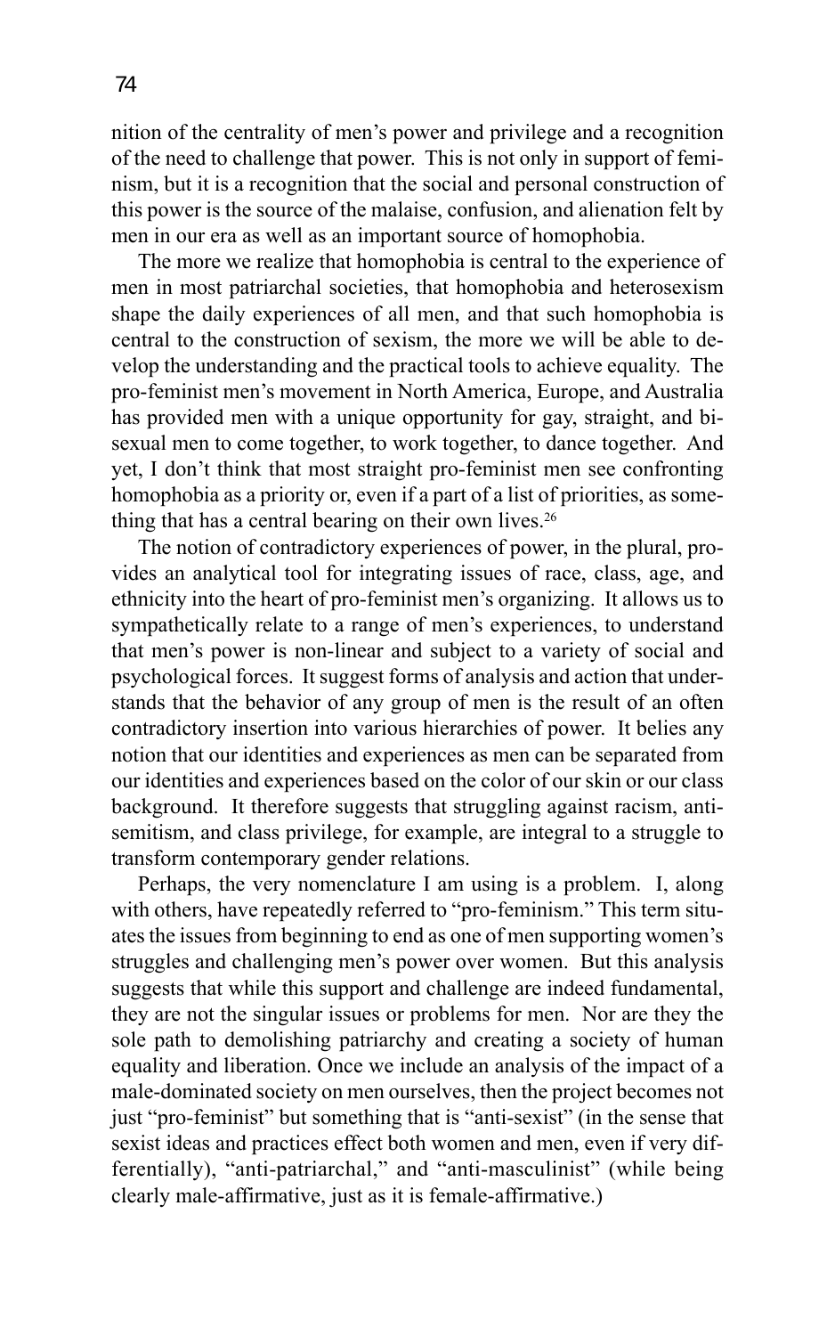nition of the centrality of men's power and privilege and a recognition of the need to challenge that power. This is not only in support of feminism, but it is a recognition that the social and personal construction of this power is the source of the malaise, confusion, and alienation felt by men in our era as well as an important source of homophobia.

The more we realize that homophobia is central to the experience of men in most patriarchal societies, that homophobia and heterosexism shape the daily experiences of all men, and that such homophobia is central to the construction of sexism, the more we will be able to develop the understanding and the practical tools to achieve equality. The pro-feminist men's movement in North America, Europe, and Australia has provided men with a unique opportunity for gay, straight, and bisexual men to come together, to work together, to dance together. And yet, I don't think that most straight pro-feminist men see confronting homophobia as a priority or, even if a part of a list of priorities, as something that has a central bearing on their own lives.[26]

The notion of contradictory experiences of power, in the plural, provides an analytical tool for integrating issues of race, class, age, and ethnicity into the heart of pro-feminist men's organizing. It allows us to sympathetically relate to a range of men's experiences, to understand that men's power is non-linear and subject to a variety of social and psychological forces. It suggest forms of analysis and action that understands that the behavior of any group of men is the result of an often contradictory insertion into various hierarchies of power. It belies any notion that our identities and experiences as men can be separated from our identities and experiences based on the color of our skin or our class background. It therefore suggests that struggling against racism, anti-semitism, and class privilege, for example, are integral to a struggle to transform contemporary gender relations.

Perhaps, the very nomenclature I am using is a problem. I, along with others, have repeatedly referred to "pro-feminism." This term situates the issues from beginning to end as one of men supporting women's struggles and challenging men's power over women. But this analysis suggests that while this support and challenge are indeed fundamental, they are not the singular issues or problems for men. Nor are they the sole path to demolishing patriarchy and creating a society of human equality and liberation. Once we include an analysis of the impact of a male-dominated society on men ourselves, then the project becomes not just "pro-feminist" but something that is "anti-sexist" (in the sense that sexist ideas and practices effect both women and men, even if very differentially), "anti-patriarchal," and "anti-masculinist" (while being clearly male-affirmative, just as it is female-affirmative.)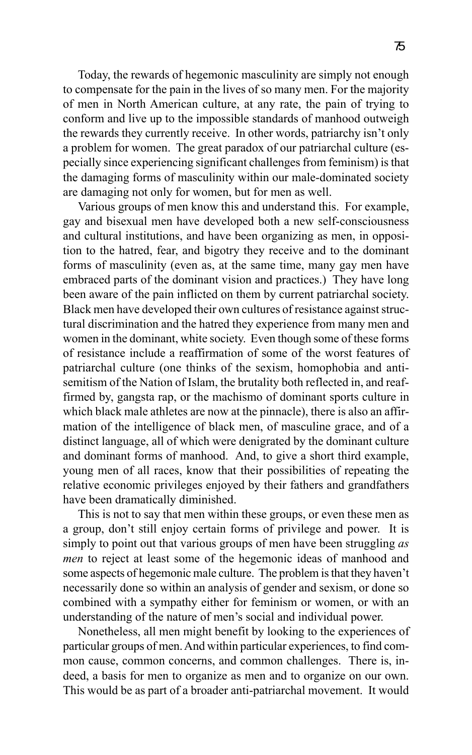Today, the rewards of hegemonic masculinity are simply not enough to compensate for the pain in the lives of so many men. For the majority of men in North American culture, at any rate, the pain of trying to conform and live up to the impossible standards of manhood outweigh the rewards they currently receive. In other words, patriarchy isn't only a problem for women. The great paradox of our patriarchal culture (especially since experiencing significant challenges from feminism) is that the damaging forms of masculinity within our male-dominated society are damaging not only for women, but for men as well.

Various groups of men know this and understand this. For example, gay and bisexual men have developed both a new self-consciousness and cultural institutions, and have been organizing as men, in opposition to the hatred, fear, and bigotry they receive and to the dominant forms of masculinity (even as, at the same time, many gay men have embraced parts of the dominant vision and practices.) They have long been aware of the pain inflicted on them by current patriarchal society. Black men have developed their own cultures of resistance against structural discrimination and the hatred they experience from many men and women in the dominant, white society. Even though some of these forms of resistance include a reaffirmation of some of the worst features of patriarchal culture (one thinks of the sexism, homophobia and anti-semitism of the Nation of Islam, the brutality both reflected in, and reaffirmed by, gangsta rap, or the machismo of dominant sports culture in which black male athletes are now at the pinnacle), there is also an affirmation of the intelligence of black men, of masculine grace, and of a distinct language, all of which were denigrated by the dominant culture and dominant forms of manhood. And, to give a short third example, young men of all races, know that their possibilities of repeating the relative economic privileges enjoyed by their fathers and grandfathers have been dramatically diminished.

This is not to say that men within these groups, or even these men as a group, don't still enjoy certain forms of privilege and power. It is simply to point out that various groups of men have been struggling *as men* to reject at least some of the hegemonic ideas of manhood and some aspects of hegemonic male culture. The problem is that they haven't necessarily done so within an analysis of gender and sexism, or done so combined with a sympathy either for feminism or women, or with an understanding of the nature of men's social and individual power.

Nonetheless, all men might benefit by looking to the experiences of particular groups of men. And within particular experiences, to find common cause, common concerns, and common challenges. There is, indeed, a basis for men to organize as men and to organize on our own. This would be as part of a broader anti-patriarchal movement. It would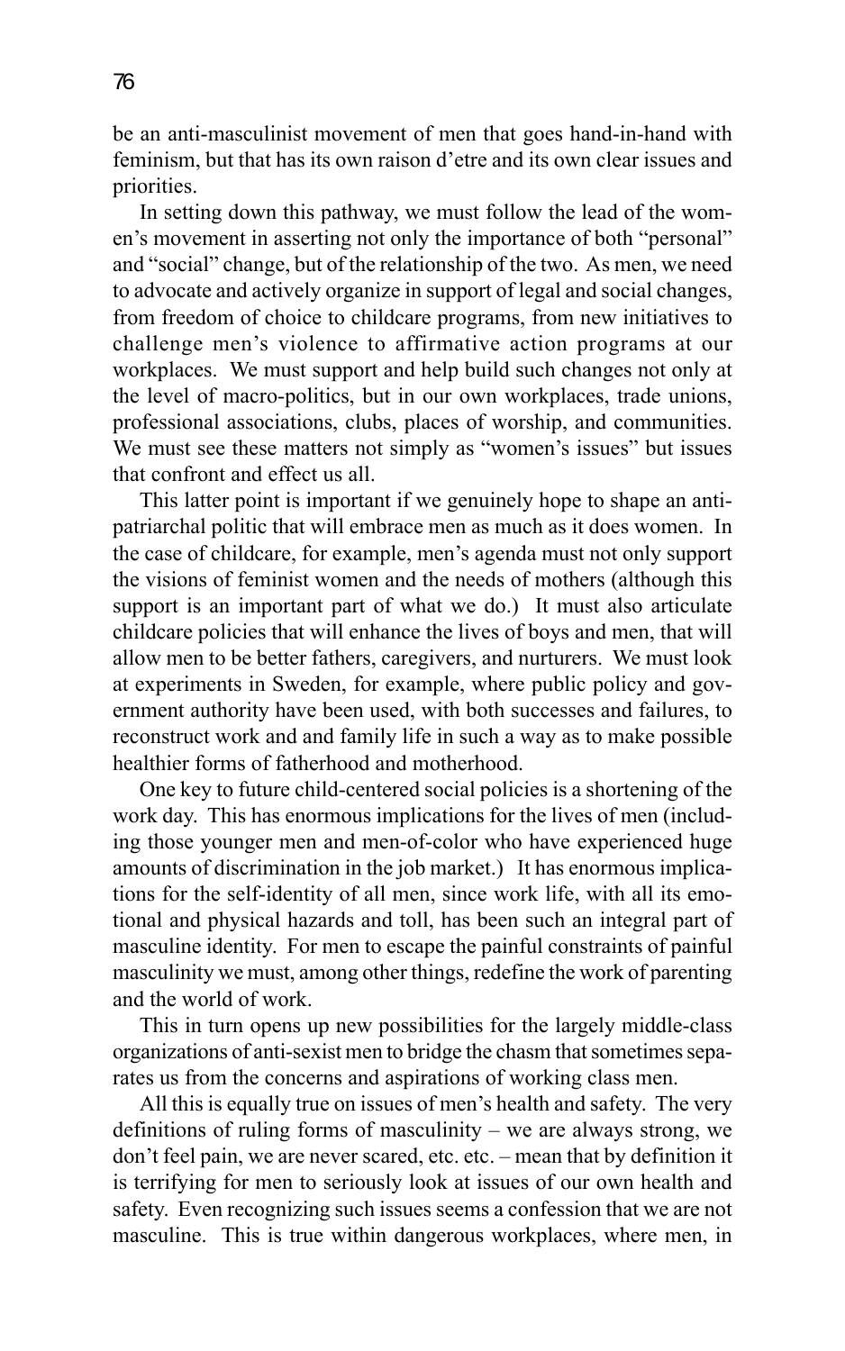be an anti-masculinist movement of men that goes hand-in-hand with feminism, but that has its own raison d'etre and its own clear issues and priorities.

In setting down this pathway, we must follow the lead of the women's movement in asserting not only the importance of both "personal" and "social" change, but of the relationship of the two. As men, we need to advocate and actively organize in support of legal and social changes, from freedom of choice to childcare programs, from new initiatives to challenge men's violence to affirmative action programs at our workplaces. We must support and help build such changes not only at the level of macro-politics, but in our own workplaces, trade unions, professional associations, clubs, places of worship, and communities. We must see these matters not simply as "women's issues" but issues that confront and effect us all.

This latter point is important if we genuinely hope to shape an anti-patriarchal politic that will embrace men as much as it does women. In the case of childcare, for example, men's agenda must not only support the visions of feminist women and the needs of mothers (although this support is an important part of what we do.) It must also articulate childcare policies that will enhance the lives of boys and men, that will allow men to be better fathers, caregivers, and nurturers. We must look at experiments in Sweden, for example, where public policy and government authority have been used, with both successes and failures, to reconstruct work and and family life in such a way as to make possible healthier forms of fatherhood and motherhood.

One key to future child-centered social policies is a shortening of the work day. This has enormous implications for the lives of men (including those younger men and men-of-color who have experienced huge amounts of discrimination in the job market.) It has enormous implications for the self-identity of all men, since work life, with all its emotional and physical hazards and toll, has been such an integral part of masculine identity. For men to escape the painful constraints of painful masculinity we must, among other things, redefine the work of parenting and the world of work.

This in turn opens up new possibilities for the largely middle-class organizations of anti-sexist men to bridge the chasm that sometimes separates us from the concerns and aspirations of working class men.

All this is equally true on issues of men's health and safety. The very definitions of ruling forms of masculinity – we are always strong, we don't feel pain, we are never scared, etc. etc. – mean that by definition it is terrifying for men to seriously look at issues of our own health and safety. Even recognizing such issues seems a confession that we are not masculine. This is true within dangerous workplaces, where men, in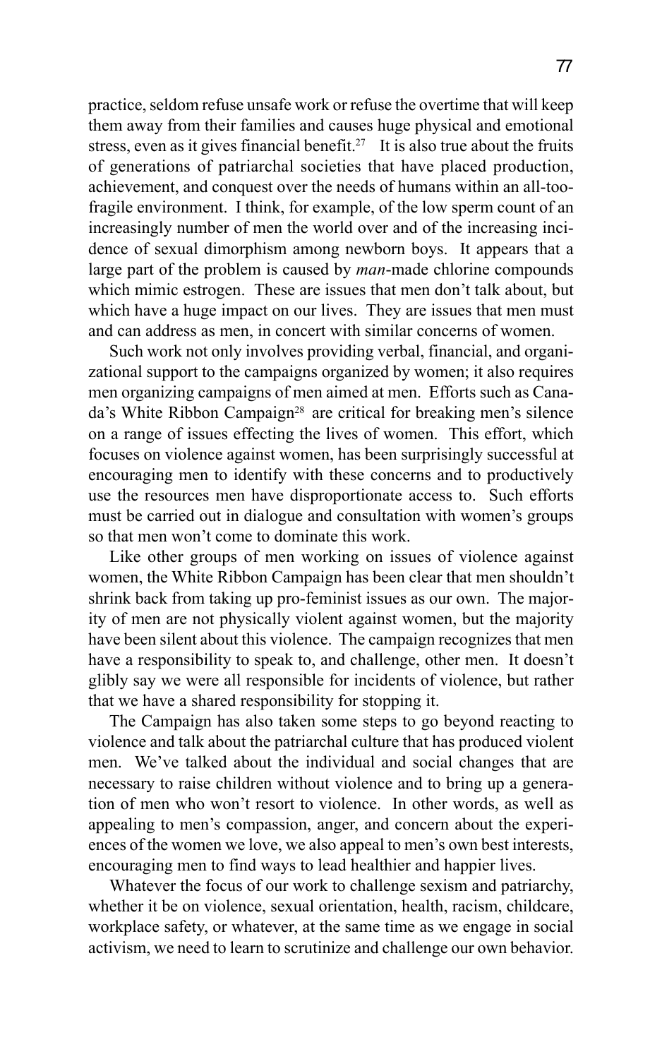practice, seldom refuse unsafe work or refuse the overtime that will keep them away from their families and causes huge physical and emotional stress, even as it gives financial benefit.[27] It is also true about the fruits of generations of patriarchal societies that have placed production, achievement, and conquest over the needs of humans within an all-too-fragile environment. I think, for example, of the low sperm count of an increasingly number of men the world over and of the increasing incidence of sexual dimorphism among newborn boys. It appears that a large part of the problem is caused by *man*-made chlorine compounds which mimic estrogen. These are issues that men don't talk about, but which have a huge impact on our lives. They are issues that men must and can address as men, in concert with similar concerns of women.

Such work not only involves providing verbal, financial, and organizational support to the campaigns organized by women; it also requires men organizing campaigns of men aimed at men. Efforts such as Canada's White Ribbon Campaign[28] are critical for breaking men's silence on a range of issues effecting the lives of women. This effort, which focuses on violence against women, has been surprisingly successful at encouraging men to identify with these concerns and to productively use the resources men have disproportionate access to. Such efforts must be carried out in dialogue and consultation with women's groups so that men won't come to dominate this work.

Like other groups of men working on issues of violence against women, the White Ribbon Campaign has been clear that men shouldn't shrink back from taking up pro-feminist issues as our own. The majority of men are not physically violent against women, but the majority have been silent about this violence. The campaign recognizes that men have a responsibility to speak to, and challenge, other men. It doesn't glibly say we were all responsible for incidents of violence, but rather that we have a shared responsibility for stopping it.

The Campaign has also taken some steps to go beyond reacting to violence and talk about the patriarchal culture that has produced violent men. We've talked about the individual and social changes that are necessary to raise children without violence and to bring up a generation of men who won't resort to violence. In other words, as well as appealing to men's compassion, anger, and concern about the experiences of the women we love, we also appeal to men's own best interests, encouraging men to find ways to lead healthier and happier lives.

Whatever the focus of our work to challenge sexism and patriarchy, whether it be on violence, sexual orientation, health, racism, childcare, workplace safety, or whatever, at the same time as we engage in social activism, we need to learn to scrutinize and challenge our own behavior.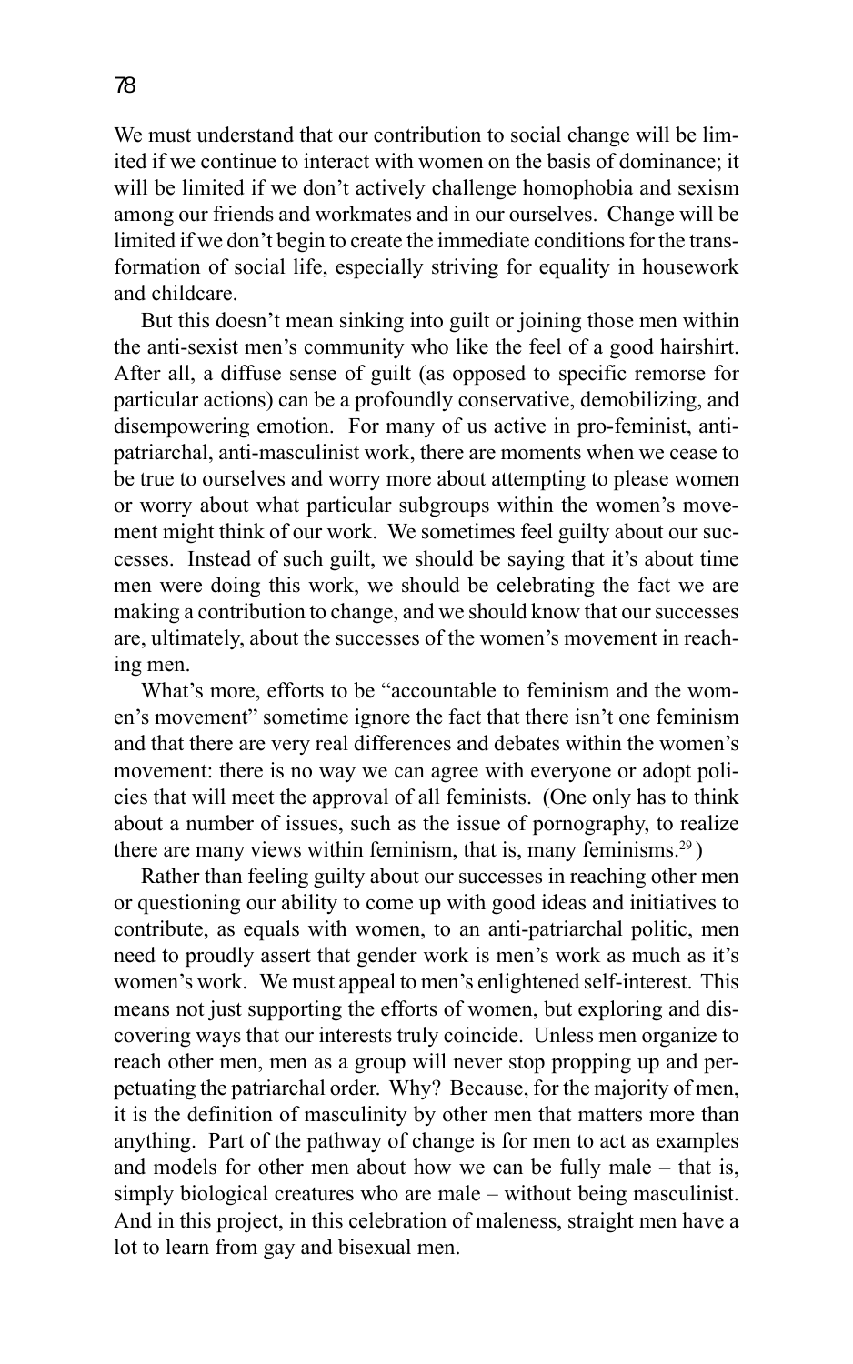We must understand that our contribution to social change will be limited if we continue to interact with women on the basis of dominance; it will be limited if we don't actively challenge homophobia and sexism among our friends and workmates and in our ourselves. Change will be limited if we don't begin to create the immediate conditions for the transformation of social life, especially striving for equality in housework and childcare.

But this doesn't mean sinking into guilt or joining those men within the anti-sexist men's community who like the feel of a good hairshirt. After all, a diffuse sense of guilt (as opposed to specific remorse for particular actions) can be a profoundly conservative, demobilizing, and disempowering emotion. For many of us active in pro-feminist, anti-patriarchal, anti-masculinist work, there are moments when we cease to be true to ourselves and worry more about attempting to please women or worry about what particular subgroups within the women's movement might think of our work. We sometimes feel guilty about our successes. Instead of such guilt, we should be saying that it's about time men were doing this work, we should be celebrating the fact we are making a contribution to change, and we should know that our successes are, ultimately, about the successes of the women's movement in reaching men.

What's more, efforts to be "accountable to feminism and the women's movement" sometime ignore the fact that there isn't one feminism and that there are very real differences and debates within the women's movement: there is no way we can agree with everyone or adopt policies that will meet the approval of all feminists. (One only has to think about a number of issues, such as the issue of pornography, to realize there are many views within feminism, that is, many feminisms.[29])

Rather than feeling guilty about our successes in reaching other men or questioning our ability to come up with good ideas and initiatives to contribute, as equals with women, to an anti-patriarchal politic, men need to proudly assert that gender work is men's work as much as it's women's work. We must appeal to men's enlightened self-interest. This means not just supporting the efforts of women, but exploring and discovering ways that our interests truly coincide. Unless men organize to reach other men, men as a group will never stop propping up and perpetuating the patriarchal order. Why? Because, for the majority of men, it is the definition of masculinity by other men that matters more than anything. Part of the pathway of change is for men to act as examples and models for other men about how we can be fully male – that is, simply biological creatures who are male – without being masculinist. And in this project, in this celebration of maleness, straight men have a lot to learn from gay and bisexual men.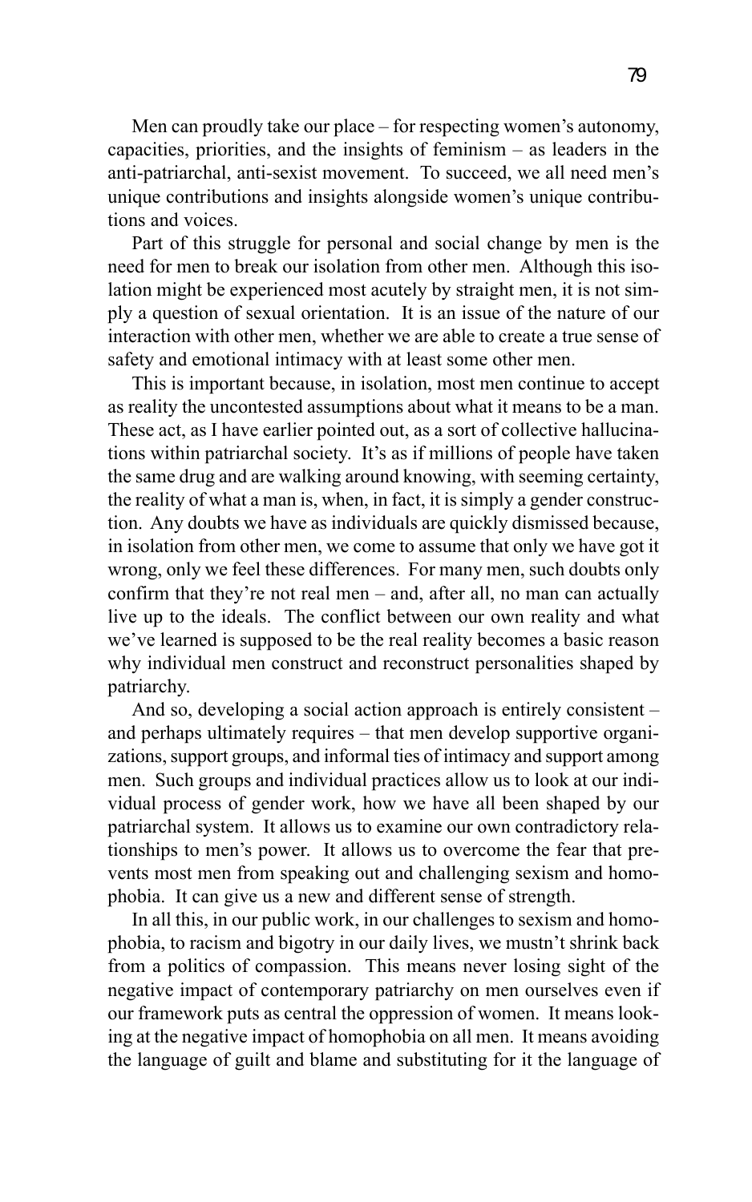Men can proudly take our place – for respecting women's autonomy, capacities, priorities, and the insights of feminism – as leaders in the anti-patriarchal, anti-sexist movement. To succeed, we all need men's unique contributions and insights alongside women's unique contributions and voices.

Part of this struggle for personal and social change by men is the need for men to break our isolation from other men. Although this isolation might be experienced most acutely by straight men, it is not simply a question of sexual orientation. It is an issue of the nature of our interaction with other men, whether we are able to create a true sense of safety and emotional intimacy with at least some other men.

This is important because, in isolation, most men continue to accept as reality the uncontested assumptions about what it means to be a man. These act, as I have earlier pointed out, as a sort of collective hallucinations within patriarchal society. It's as if millions of people have taken the same drug and are walking around knowing, with seeming certainty, the reality of what a man is, when, in fact, it is simply a gender construction. Any doubts we have as individuals are quickly dismissed because, in isolation from other men, we come to assume that only we have got it wrong, only we feel these differences. For many men, such doubts only confirm that they're not real men – and, after all, no man can actually live up to the ideals. The conflict between our own reality and what we've learned is supposed to be the real reality becomes a basic reason why individual men construct and reconstruct personalities shaped by patriarchy.

And so, developing a social action approach is entirely consistent – and perhaps ultimately requires – that men develop supportive organizations, support groups, and informal ties of intimacy and support among men. Such groups and individual practices allow us to look at our individual process of gender work, how we have all been shaped by our patriarchal system. It allows us to examine our own contradictory relationships to men's power. It allows us to overcome the fear that prevents most men from speaking out and challenging sexism and homophobia. It can give us a new and different sense of strength.

In all this, in our public work, in our challenges to sexism and homophobia, to racism and bigotry in our daily lives, we mustn't shrink back from a politics of compassion. This means never losing sight of the negative impact of contemporary patriarchy on men ourselves even if our framework puts as central the oppression of women. It means looking at the negative impact of homophobia on all men. It means avoiding the language of guilt and blame and substituting for it the language of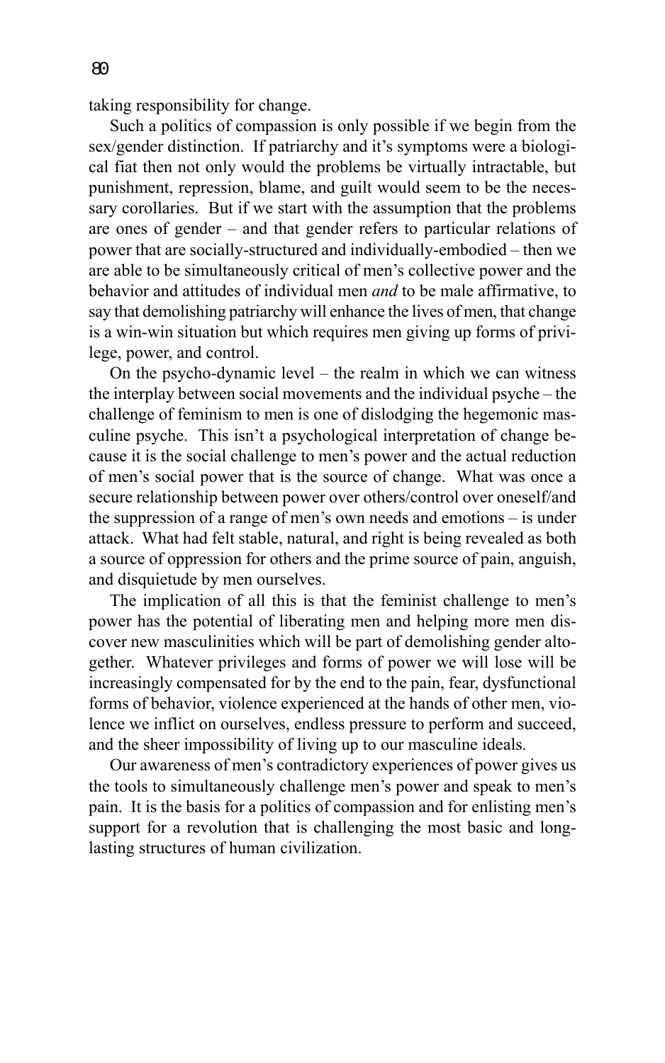taking responsibility for change.

Such a politics of compassion is only possible if we begin from the sex/gender distinction. If patriarchy and it's symptoms were a biological fiat then not only would the problems be virtually intractable, but punishment, repression, blame, and guilt would seem to be the necessary corollaries. But if we start with the assumption that the problems are ones of gender – and that gender refers to particular relations of power that are socially-structured and individually-embodied – then we are able to be simultaneously critical of men's collective power and the behavior and attitudes of individual men *and* to be male affirmative, to say that demolishing patriarchy will enhance the lives of men, that change is a win-win situation but which requires men giving up forms of privilege, power, and control.

On the psycho-dynamic level – the realm in which we can witness the interplay between social movements and the individual psyche – the challenge of feminism to men is one of dislodging the hegemonic masculine psyche. This isn't a psychological interpretation of change because it is the social challenge to men's power and the actual reduction of men's social power that is the source of change. What was once a secure relationship between power over others/control over oneself/and the suppression of a range of men's own needs and emotions – is under attack. What had felt stable, natural, and right is being revealed as both a source of oppression for others and the prime source of pain, anguish, and disquietude by men ourselves.

The implication of all this is that the feminist challenge to men's power has the potential of liberating men and helping more men discover new masculinities which will be part of demolishing gender altogether. Whatever privileges and forms of power we will lose will be increasingly compensated for by the end to the pain, fear, dysfunctional forms of behavior, violence experienced at the hands of other men, violence we inflict on ourselves, endless pressure to perform and succeed, and the sheer impossibility of living up to our masculine ideals.

Our awareness of men's contradictory experiences of power gives us the tools to simultaneously challenge men's power and speak to men's pain. It is the basis for a politics of compassion and for enlisting men's support for a revolution that is challenging the most basic and long-lasting structures of human civilization.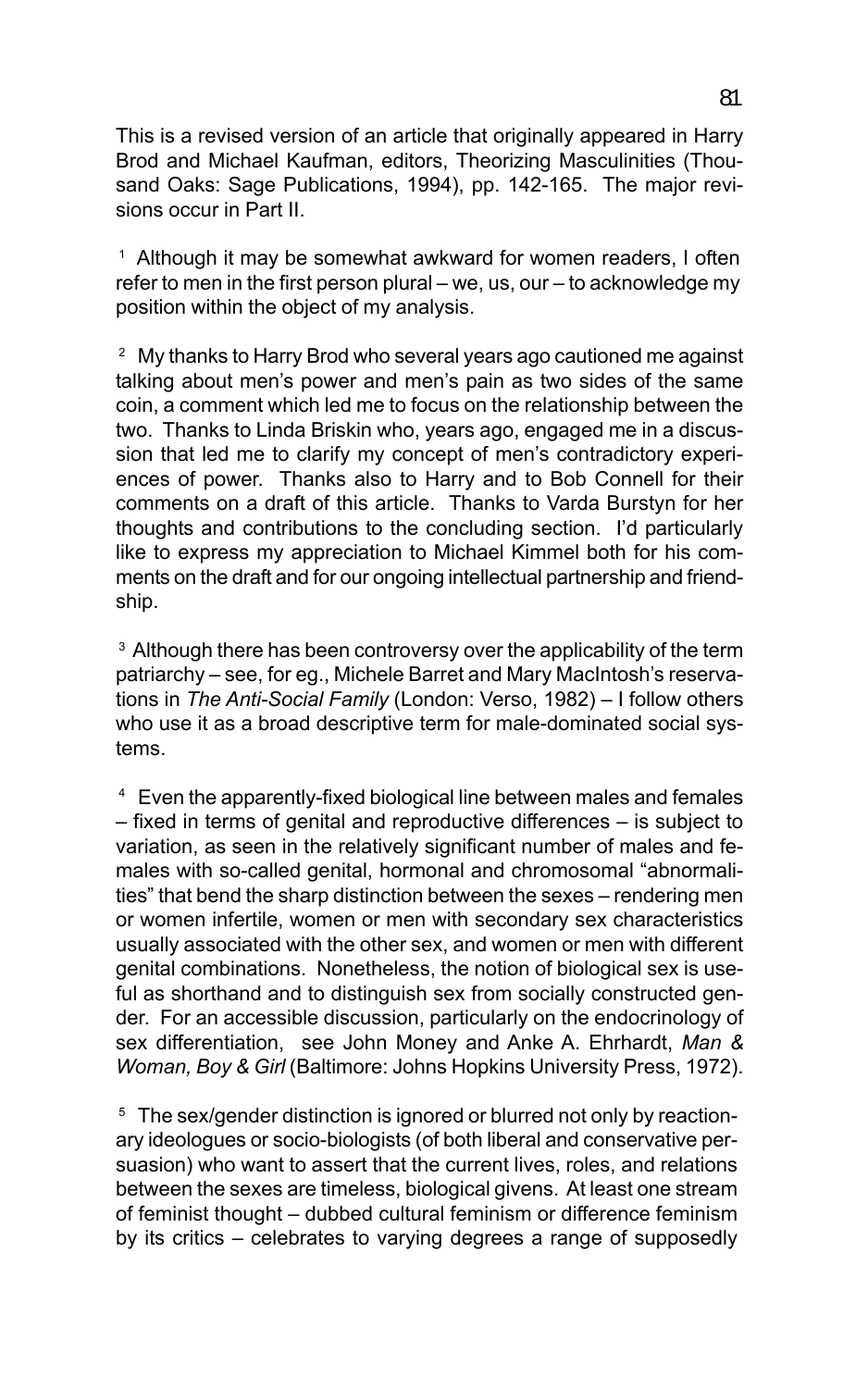This is a revised version of an article that originally appeared in Harry Brod and Michael Kaufman, editors, Theorizing Masculinities (Thousand Oaks: Sage Publications, 1994), pp. 142-165. The major revisions occur in Part II.

[1] Although it may be somewhat awkward for women readers, I often refer to men in the first person plural – we, us, our – to acknowledge my position within the object of my analysis.

[2] My thanks to Harry Brod who several years ago cautioned me against talking about men's power and men's pain as two sides of the same coin, a comment which led me to focus on the relationship between the two. Thanks to Linda Briskin who, years ago, engaged me in a discussion that led me to clarify my concept of men's contradictory experiences of power. Thanks also to Harry and to Bob Connell for their comments on a draft of this article. Thanks to Varda Burstyn for her thoughts and contributions to the concluding section. I'd particularly like to express my appreciation to Michael Kimmel both for his comments on the draft and for our ongoing intellectual partnership and friendship.

[3] Although there has been controversy over the applicability of the term patriarchy – see, for eg., Michele Barret and Mary MacIntosh's reservations in *The Anti-Social Family* (London: Verso, 1982) – I follow others who use it as a broad descriptive term for male-dominated social systems.

[4] Even the apparently-fixed biological line between males and females – fixed in terms of genital and reproductive differences – is subject to variation, as seen in the relatively significant number of males and females with so-called genital, hormonal and chromosomal "abnormalities" that bend the sharp distinction between the sexes – rendering men or women infertile, women or men with secondary sex characteristics usually associated with the other sex, and women or men with different genital combinations. Nonetheless, the notion of biological sex is useful as shorthand and to distinguish sex from socially constructed gender. For an accessible discussion, particularly on the endocrinology of sex differentiation, see John Money and Anke A. Ehrhardt, *Man & Woman, Boy & Girl* (Baltimore: Johns Hopkins University Press, 1972).

[5] The sex/gender distinction is ignored or blurred not only by reactionary ideologues or socio-biologists (of both liberal and conservative persuasion) who want to assert that the current lives, roles, and relations between the sexes are timeless, biological givens. At least one stream of feminist thought – dubbed cultural feminism or difference feminism by its critics – celebrates to varying degrees a range of supposedly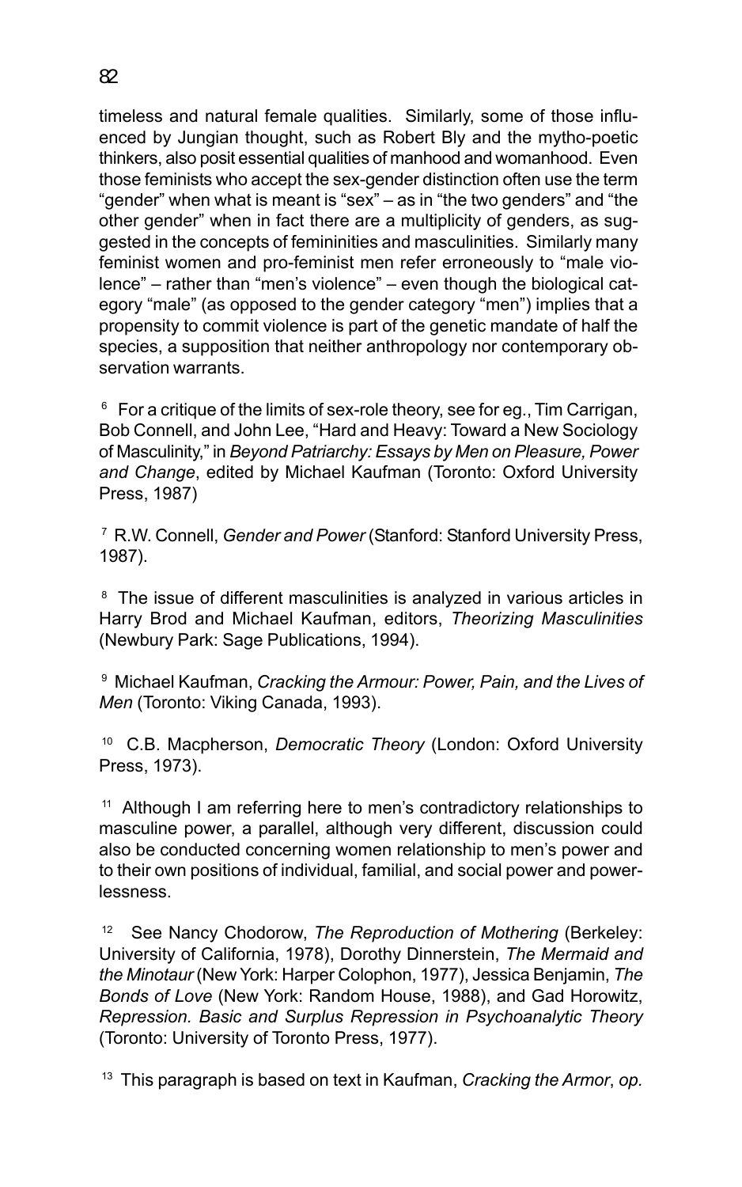timeless and natural female qualities. Similarly, some of those influenced by Jungian thought, such as Robert Bly and the mytho-poetic thinkers, also posit essential qualities of manhood and womanhood. Even those feminists who accept the sex-gender distinction often use the term "gender" when what is meant is "sex" – as in "the two genders" and "the other gender" when in fact there are a multiplicity of genders, as suggested in the concepts of femininities and masculinities. Similarly many feminist women and pro-feminist men refer erroneously to "male violence" – rather than "men's violence" – even though the biological category "male" (as opposed to the gender category "men") implies that a propensity to commit violence is part of the genetic mandate of half the species, a supposition that neither anthropology nor contemporary observation warrants.

[6] For a critique of the limits of sex-role theory, see for eg., Tim Carrigan, Bob Connell, and John Lee, "Hard and Heavy: Toward a New Sociology of Masculinity," in *Beyond Patriarchy: Essays by Men on Pleasure, Power and Change*, edited by Michael Kaufman (Toronto: Oxford University Press, 1987)

[7] R.W. Connell, *Gender and Power* (Stanford: Stanford University Press, 1987).

[8] The issue of different masculinities is analyzed in various articles in Harry Brod and Michael Kaufman, editors, *Theorizing Masculinities* (Newbury Park: Sage Publications, 1994).

[9] Michael Kaufman, *Cracking the Armour: Power, Pain, and the Lives of Men* (Toronto: Viking Canada, 1993).

[10] C.B. Macpherson, *Democratic Theory* (London: Oxford University Press, 1973).

[11] Although I am referring here to men's contradictory relationships to masculine power, a parallel, although very different, discussion could also be conducted concerning women relationship to men's power and to their own positions of individual, familial, and social power and powerlessness.

[12] See Nancy Chodorow, *The Reproduction of Mothering* (Berkeley: University of California, 1978), Dorothy Dinnerstein, *The Mermaid and the Minotaur* (New York: Harper Colophon, 1977), Jessica Benjamin, *The Bonds of Love* (New York: Random House, 1988), and Gad Horowitz, *Repression. Basic and Surplus Repression in Psychoanalytic Theory* (Toronto: University of Toronto Press, 1977).

[13] This paragraph is based on text in Kaufman, *Cracking the Armor*, *op.*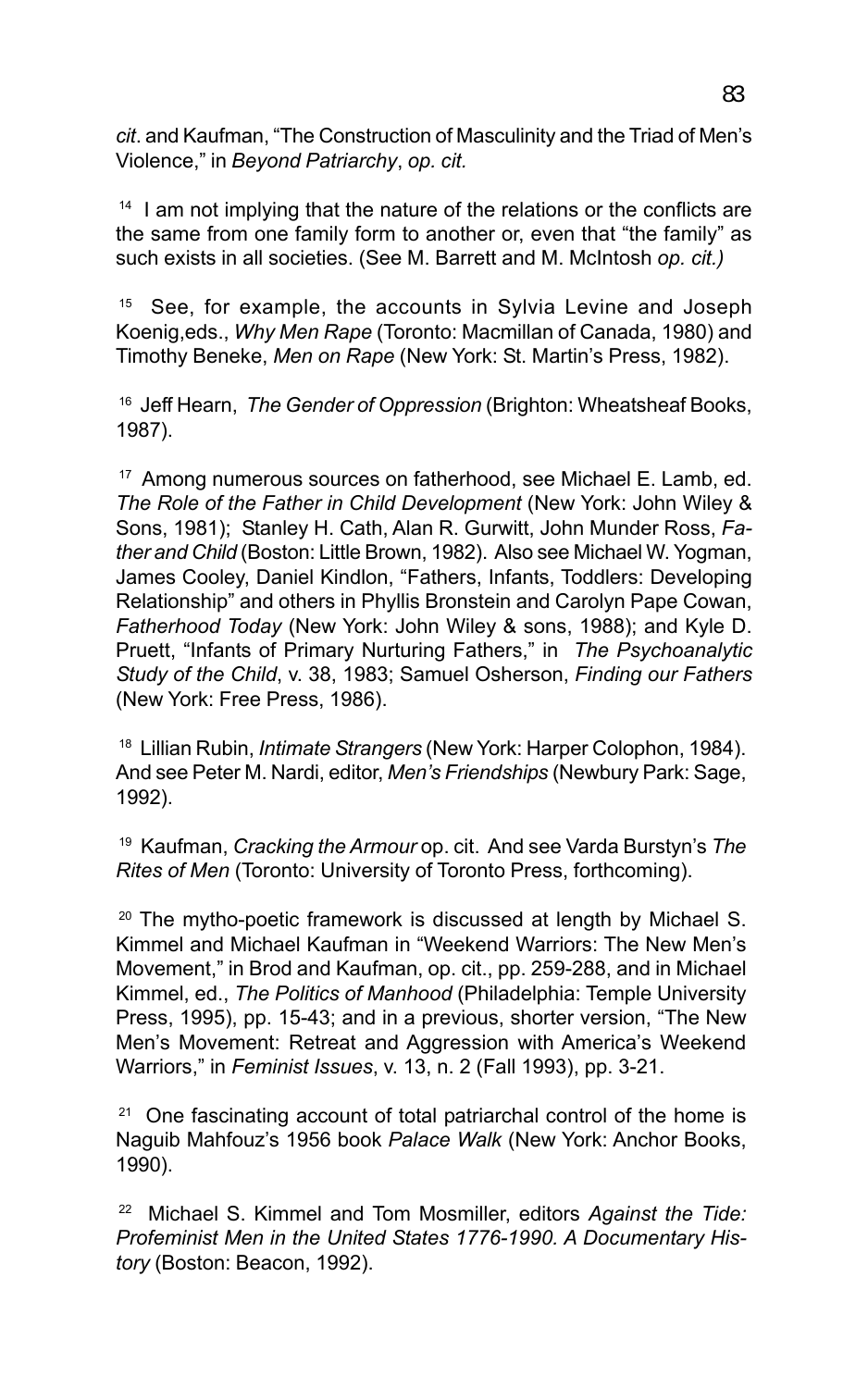*cit*. and Kaufman, "The Construction of Masculinity and the Triad of Men's Violence," in *Beyond Patriarchy*, *op. cit.*

[14] I am not implying that the nature of the relations or the conflicts are the same from one family form to another or, even that "the family" as such exists in all societies. (See M. Barrett and M. McIntosh *op. cit.)*

[15] See, for example, the accounts in Sylvia Levine and Joseph Koenig,eds., *Why Men Rape* (Toronto: Macmillan of Canada, 1980) and Timothy Beneke, *Men on Rape* (New York: St. Martin's Press, 1982).

[16] Jeff Hearn, *The Gender of Oppression* (Brighton: Wheatsheaf Books, 1987).

[17] Among numerous sources on fatherhood, see Michael E. Lamb, ed. *The Role of the Father in Child Development* (New York: John Wiley & Sons, 1981); Stanley H. Cath, Alan R. Gurwitt, John Munder Ross, *Father and Child* (Boston: Little Brown, 1982). Also see Michael W. Yogman, James Cooley, Daniel Kindlon, "Fathers, Infants, Toddlers: Developing Relationship" and others in Phyllis Bronstein and Carolyn Pape Cowan, *Fatherhood Today* (New York: John Wiley & sons, 1988); and Kyle D. Pruett, "Infants of Primary Nurturing Fathers," in *The Psychoanalytic Study of the Child*, v. 38, 1983; Samuel Osherson, *Finding our Fathers* (New York: Free Press, 1986).

[18] Lillian Rubin, *Intimate Strangers* (New York: Harper Colophon, 1984). And see Peter M. Nardi, editor, *Men's Friendships* (Newbury Park: Sage, 1992).

[19] Kaufman, *Cracking the Armour* op. cit. And see Varda Burstyn's *The Rites of Men* (Toronto: University of Toronto Press, forthcoming).

[20] The mytho-poetic framework is discussed at length by Michael S. Kimmel and Michael Kaufman in "Weekend Warriors: The New Men's Movement," in Brod and Kaufman, op. cit., pp. 259-288, and in Michael Kimmel, ed., *The Politics of Manhood* (Philadelphia: Temple University Press, 1995), pp. 15-43; and in a previous, shorter version, "The New Men's Movement: Retreat and Aggression with America's Weekend Warriors," in *Feminist Issues*, v. 13, n. 2 (Fall 1993), pp. 3-21.

[21] One fascinating account of total patriarchal control of the home is Naguib Mahfouz's 1956 book *Palace Walk* (New York: Anchor Books, 1990).

[22] Michael S. Kimmel and Tom Mosmiller, editors *Against the Tide: Profeminist Men in the United States 1776-1990. A Documentary History* (Boston: Beacon, 1992).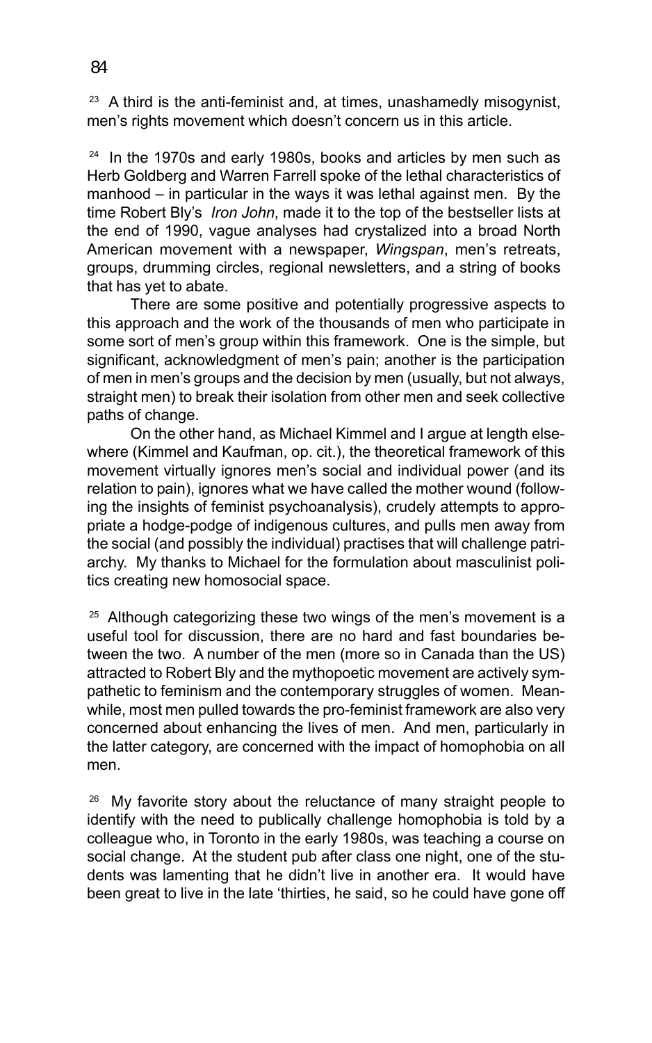[23] A third is the anti-feminist and, at times, unashamedly misogynist, men's rights movement which doesn't concern us in this article.

[24] In the 1970s and early 1980s, books and articles by men such as Herb Goldberg and Warren Farrell spoke of the lethal characteristics of manhood – in particular in the ways it was lethal against men. By the time Robert Bly's *Iron John*, made it to the top of the bestseller lists at the end of 1990, vague analyses had crystalized into a broad North American movement with a newspaper, *Wingspan*, men's retreats, groups, drumming circles, regional newsletters, and a string of books that has yet to abate.

There are some positive and potentially progressive aspects to this approach and the work of the thousands of men who participate in some sort of men's group within this framework. One is the simple, but significant, acknowledgment of men's pain; another is the participation of men in men's groups and the decision by men (usually, but not always, straight men) to break their isolation from other men and seek collective paths of change.

On the other hand, as Michael Kimmel and I argue at length elsewhere (Kimmel and Kaufman, op. cit.), the theoretical framework of this movement virtually ignores men's social and individual power (and its relation to pain), ignores what we have called the mother wound (following the insights of feminist psychoanalysis), crudely attempts to appropriate a hodge-podge of indigenous cultures, and pulls men away from the social (and possibly the individual) practises that will challenge patriarchy. My thanks to Michael for the formulation about masculinist politics creating new homosocial space.

[25] Although categorizing these two wings of the men's movement is a useful tool for discussion, there are no hard and fast boundaries between the two. A number of the men (more so in Canada than the US) attracted to Robert Bly and the mythopoetic movement are actively sympathetic to feminism and the contemporary struggles of women. Meanwhile, most men pulled towards the pro-feminist framework are also very concerned about enhancing the lives of men. And men, particularly in the latter category, are concerned with the impact of homophobia on all men.

[26] My favorite story about the reluctance of many straight people to identify with the need to publically challenge homophobia is told by a colleague who, in Toronto in the early 1980s, was teaching a course on social change. At the student pub after class one night, one of the students was lamenting that he didn't live in another era. It would have been great to live in the late 'thirties, he said, so he could have gone off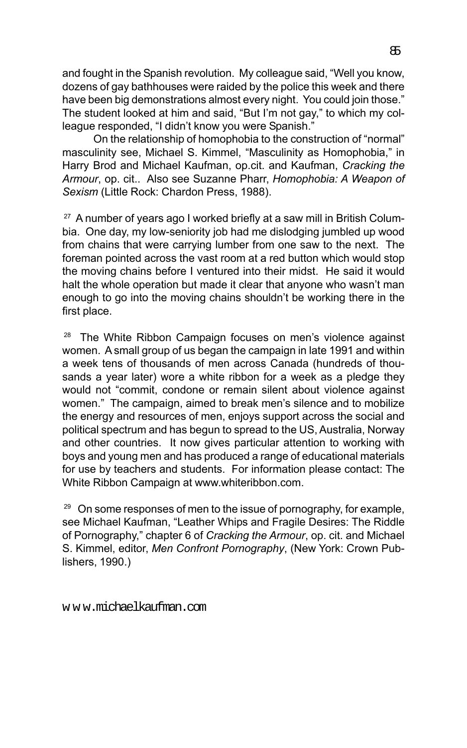and fought in the Spanish revolution. My colleague said, "Well you know, dozens of gay bathhouses were raided by the police this week and there have been big demonstrations almost every night. You could join those." The student looked at him and said, "But I'm not gay," to which my colleague responded, "I didn't know you were Spanish."

On the relationship of homophobia to the construction of "normal" masculinity see, Michael S. Kimmel, "Masculinity as Homophobia," in Harry Brod and Michael Kaufman, op.cit. and Kaufman, *Cracking the Armour*, op. cit.. Also see Suzanne Pharr, *Homophobia: A Weapon of Sexism* (Little Rock: Chardon Press, 1988).

[27] A number of years ago I worked briefly at a saw mill in British Columbia. One day, my low-seniority job had me dislodging jumbled up wood from chains that were carrying lumber from one saw to the next. The foreman pointed across the vast room at a red button which would stop the moving chains before I ventured into their midst. He said it would halt the whole operation but made it clear that anyone who wasn't man enough to go into the moving chains shouldn't be working there in the first place.

[28] The White Ribbon Campaign focuses on men's violence against women. A small group of us began the campaign in late 1991 and within a week tens of thousands of men across Canada (hundreds of thousands a year later) wore a white ribbon for a week as a pledge they would not "commit, condone or remain silent about violence against women." The campaign, aimed to break men's silence and to mobilize the energy and resources of men, enjoys support across the social and political spectrum and has begun to spread to the US, Australia, Norway and other countries. It now gives particular attention to working with boys and young men and has produced a range of educational materials for use by teachers and students. For information please contact: The White Ribbon Campaign at www.whiteribbon.com.

[29] On some responses of men to the issue of pornography, for example, see Michael Kaufman, "Leather Whips and Fragile Desires: The Riddle of Pornography," chapter 6 of *Cracking the Armour*, op. cit. and Michael S. Kimmel, editor, *Men Confront Pornography*, (New York: Crown Publishers, 1990.)